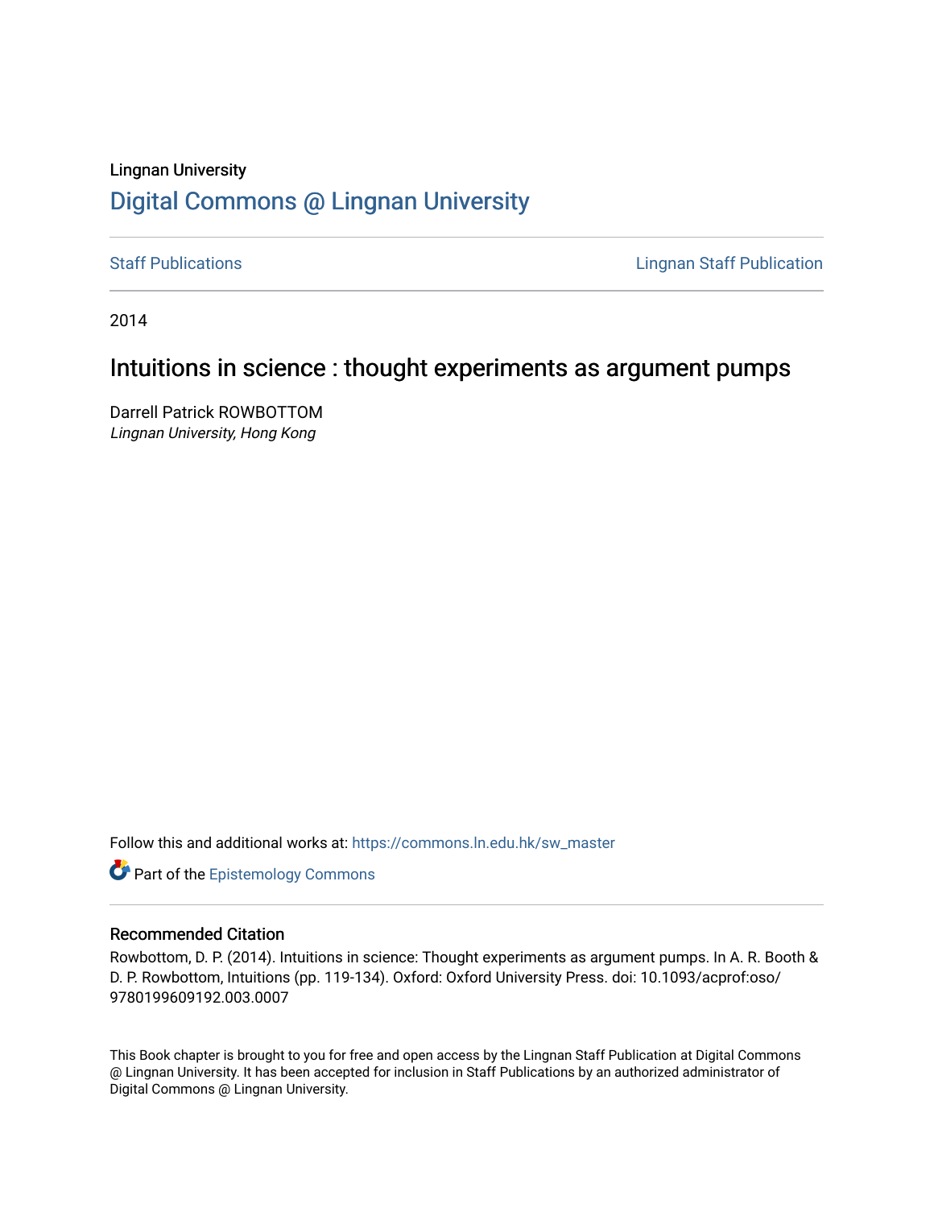Lingnan University

# Digital Commons @ Lingnan University

Staff Publications

Lingnan Staff Publication

2014

## Intuitions in science : thought experiments as argument pumps

Darrell Patrick ROWBOTTOM
*Lingnan University, Hong Kong*

Follow this and additional works at: https://commons.ln.edu.hk/sw_master

Part of the Epistemology Commons

### Recommended Citation

Rowbottom, D. P. (2014). Intuitions in science: Thought experiments as argument pumps. In A. R. Booth & D. P. Rowbottom, Intuitions (pp. 119-134). Oxford: Oxford University Press. doi: 10.1093/acprof:oso/9780199609192.003.0007

This Book chapter is brought to you for free and open access by the Lingnan Staff Publication at Digital Commons @ Lingnan University. It has been accepted for inclusion in Staff Publications by an authorized administrator of Digital Commons @ Lingnan University.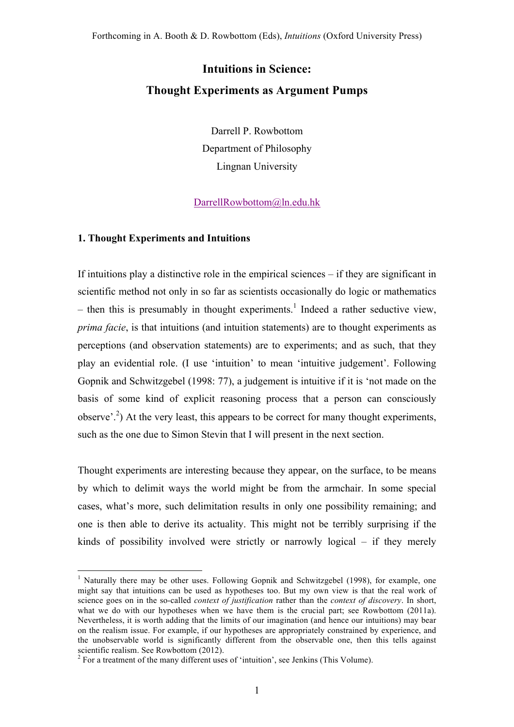Forthcoming in A. Booth & D. Rowbottom (Eds), *Intuitions* (Oxford University Press)

# Intuitions in Science: Thought Experiments as Argument Pumps

Darrell P. Rowbottom
Department of Philosophy
Lingnan University

DarrellRowbottom@ln.edu.hk

## 1. Thought Experiments and Intuitions

If intuitions play a distinctive role in the empirical sciences – if they are significant in scientific method not only in so far as scientists occasionally do logic or mathematics – then this is presumably in thought experiments.[1] Indeed a rather seductive view, *prima facie*, is that intuitions (and intuition statements) are to thought experiments as perceptions (and observation statements) are to experiments; and as such, that they play an evidential role. (I use 'intuition' to mean 'intuitive judgement'. Following Gopnik and Schwitzgebel (1998: 77), a judgement is intuitive if it is 'not made on the basis of some kind of explicit reasoning process that a person can consciously observe'.[2]) At the very least, this appears to be correct for many thought experiments, such as the one due to Simon Stevin that I will present in the next section.

Thought experiments are interesting because they appear, on the surface, to be means by which to delimit ways the world might be from the armchair. In some special cases, what's more, such delimitation results in only one possibility remaining; and one is then able to derive its actuality. This might not be terribly surprising if the kinds of possibility involved were strictly or narrowly logical – if they merely

---

[1] Naturally there may be other uses. Following Gopnik and Schwitzgebel (1998), for example, one might say that intuitions can be used as hypotheses too. But my own view is that the real work of science goes on in the so-called *context of justification* rather than the *context of discovery*. In short, what we do with our hypotheses when we have them is the crucial part; see Rowbottom (2011a). Nevertheless, it is worth adding that the limits of our imagination (and hence our intuitions) may bear on the realism issue. For example, if our hypotheses are appropriately constrained by experience, and the unobservable world is significantly different from the observable one, then this tells against scientific realism. See Rowbottom (2012).

[2] For a treatment of the many different uses of 'intuition', see Jenkins (This Volume).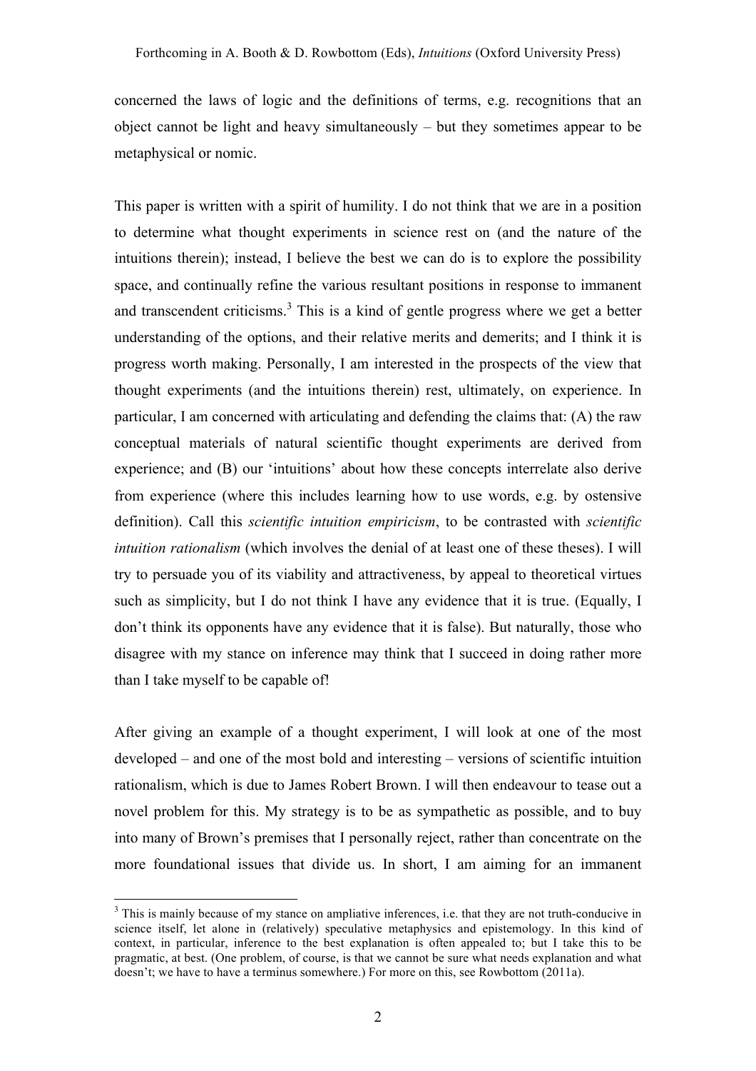concerned the laws of logic and the definitions of terms, e.g. recognitions that an object cannot be light and heavy simultaneously – but they sometimes appear to be metaphysical or nomic.

This paper is written with a spirit of humility. I do not think that we are in a position to determine what thought experiments in science rest on (and the nature of the intuitions therein); instead, I believe the best we can do is to explore the possibility space, and continually refine the various resultant positions in response to immanent and transcendent criticisms.[3] This is a kind of gentle progress where we get a better understanding of the options, and their relative merits and demerits; and I think it is progress worth making. Personally, I am interested in the prospects of the view that thought experiments (and the intuitions therein) rest, ultimately, on experience. In particular, I am concerned with articulating and defending the claims that: (A) the raw conceptual materials of natural scientific thought experiments are derived from experience; and (B) our 'intuitions' about how these concepts interrelate also derive from experience (where this includes learning how to use words, e.g. by ostensive definition). Call this *scientific intuition empiricism*, to be contrasted with *scientific intuition rationalism* (which involves the denial of at least one of these theses). I will try to persuade you of its viability and attractiveness, by appeal to theoretical virtues such as simplicity, but I do not think I have any evidence that it is true. (Equally, I don't think its opponents have any evidence that it is false). But naturally, those who disagree with my stance on inference may think that I succeed in doing rather more than I take myself to be capable of!

After giving an example of a thought experiment, I will look at one of the most developed – and one of the most bold and interesting – versions of scientific intuition rationalism, which is due to James Robert Brown. I will then endeavour to tease out a novel problem for this. My strategy is to be as sympathetic as possible, and to buy into many of Brown's premises that I personally reject, rather than concentrate on the more foundational issues that divide us. In short, I am aiming for an immanent

[3] This is mainly because of my stance on ampliative inferences, i.e. that they are not truth-conducive in science itself, let alone in (relatively) speculative metaphysics and epistemology. In this kind of context, in particular, inference to the best explanation is often appealed to; but I take this to be pragmatic, at best. (One problem, of course, is that we cannot be sure what needs explanation and what doesn't; we have to have a terminus somewhere.) For more on this, see Rowbottom (2011a).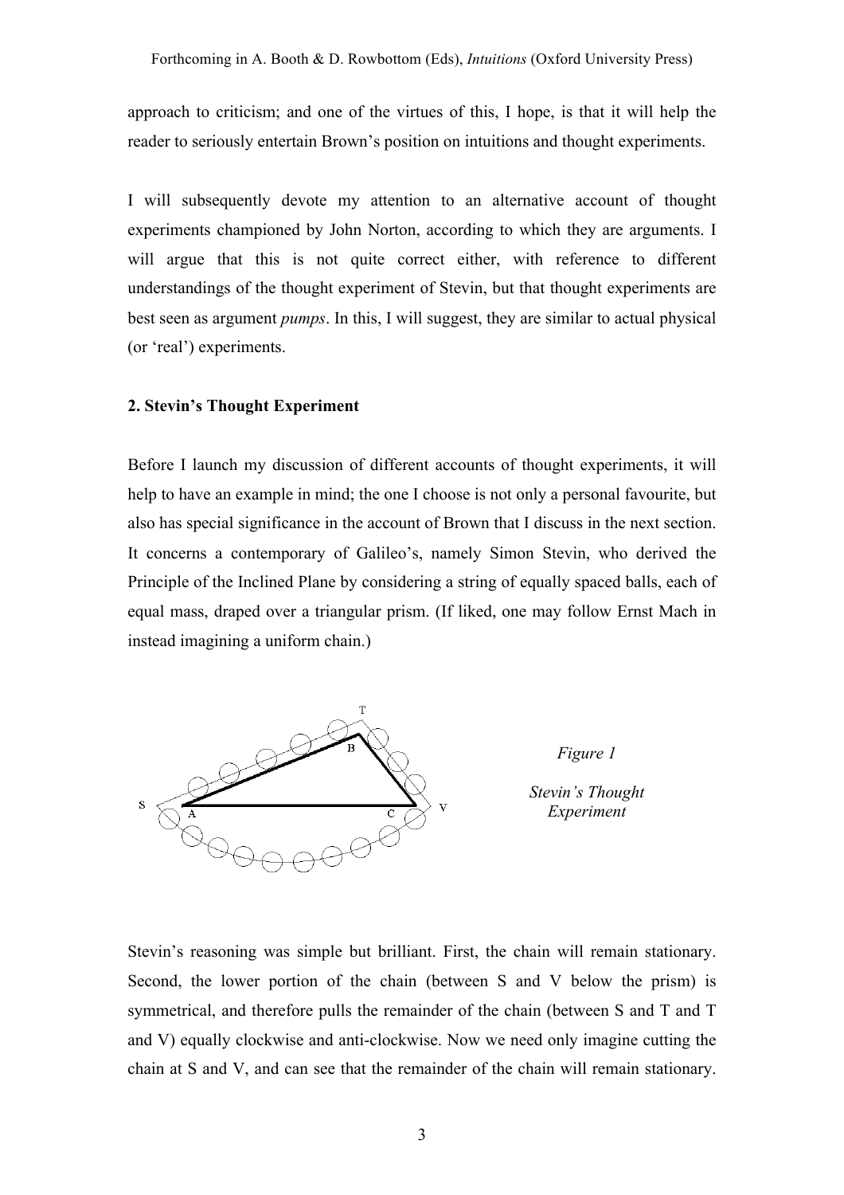approach to criticism; and one of the virtues of this, I hope, is that it will help the reader to seriously entertain Brown's position on intuitions and thought experiments.

I will subsequently devote my attention to an alternative account of thought experiments championed by John Norton, according to which they are arguments. I will argue that this is not quite correct either, with reference to different understandings of the thought experiment of Stevin, but that thought experiments are best seen as argument *pumps*. In this, I will suggest, they are similar to actual physical (or 'real') experiments.

## 2. Stevin's Thought Experiment

Before I launch my discussion of different accounts of thought experiments, it will help to have an example in mind; the one I choose is not only a personal favourite, but also has special significance in the account of Brown that I discuss in the next section. It concerns a contemporary of Galileo's, namely Simon Stevin, who derived the Principle of the Inclined Plane by considering a string of equally spaced balls, each of equal mass, draped over a triangular prism. (If liked, one may follow Ernst Mach in instead imagining a uniform chain.)

*Figure 1*

*Stevin's Thought Experiment*

Stevin's reasoning was simple but brilliant. First, the chain will remain stationary. Second, the lower portion of the chain (between S and V below the prism) is symmetrical, and therefore pulls the remainder of the chain (between S and T and T and V) equally clockwise and anti-clockwise. Now we need only imagine cutting the chain at S and V, and can see that the remainder of the chain will remain stationary.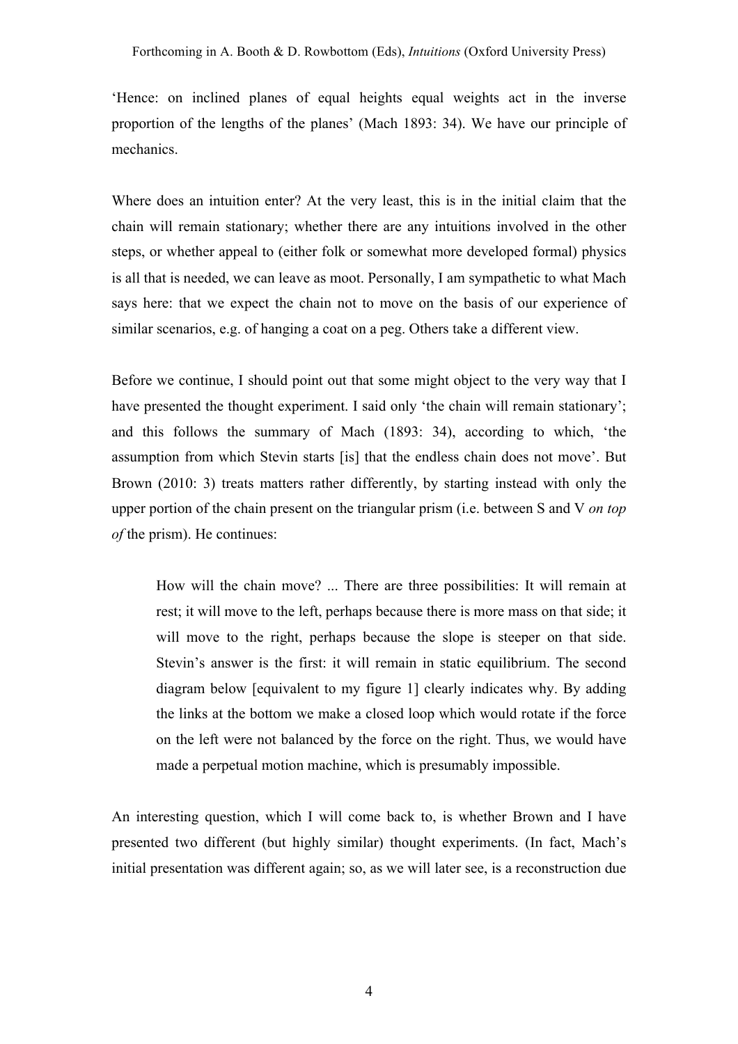'Hence: on inclined planes of equal heights equal weights act in the inverse proportion of the lengths of the planes' (Mach 1893: 34). We have our principle of mechanics.

Where does an intuition enter? At the very least, this is in the initial claim that the chain will remain stationary; whether there are any intuitions involved in the other steps, or whether appeal to (either folk or somewhat more developed formal) physics is all that is needed, we can leave as moot. Personally, I am sympathetic to what Mach says here: that we expect the chain not to move on the basis of our experience of similar scenarios, e.g. of hanging a coat on a peg. Others take a different view.

Before we continue, I should point out that some might object to the very way that I have presented the thought experiment. I said only 'the chain will remain stationary'; and this follows the summary of Mach (1893: 34), according to which, 'the assumption from which Stevin starts [is] that the endless chain does not move'. But Brown (2010: 3) treats matters rather differently, by starting instead with only the upper portion of the chain present on the triangular prism (i.e. between S and V *on top of* the prism). He continues:

> How will the chain move? ... There are three possibilities: It will remain at rest; it will move to the left, perhaps because there is more mass on that side; it will move to the right, perhaps because the slope is steeper on that side. Stevin's answer is the first: it will remain in static equilibrium. The second diagram below [equivalent to my figure 1] clearly indicates why. By adding the links at the bottom we make a closed loop which would rotate if the force on the left were not balanced by the force on the right. Thus, we would have made a perpetual motion machine, which is presumably impossible.

An interesting question, which I will come back to, is whether Brown and I have presented two different (but highly similar) thought experiments. (In fact, Mach's initial presentation was different again; so, as we will later see, is a reconstruction due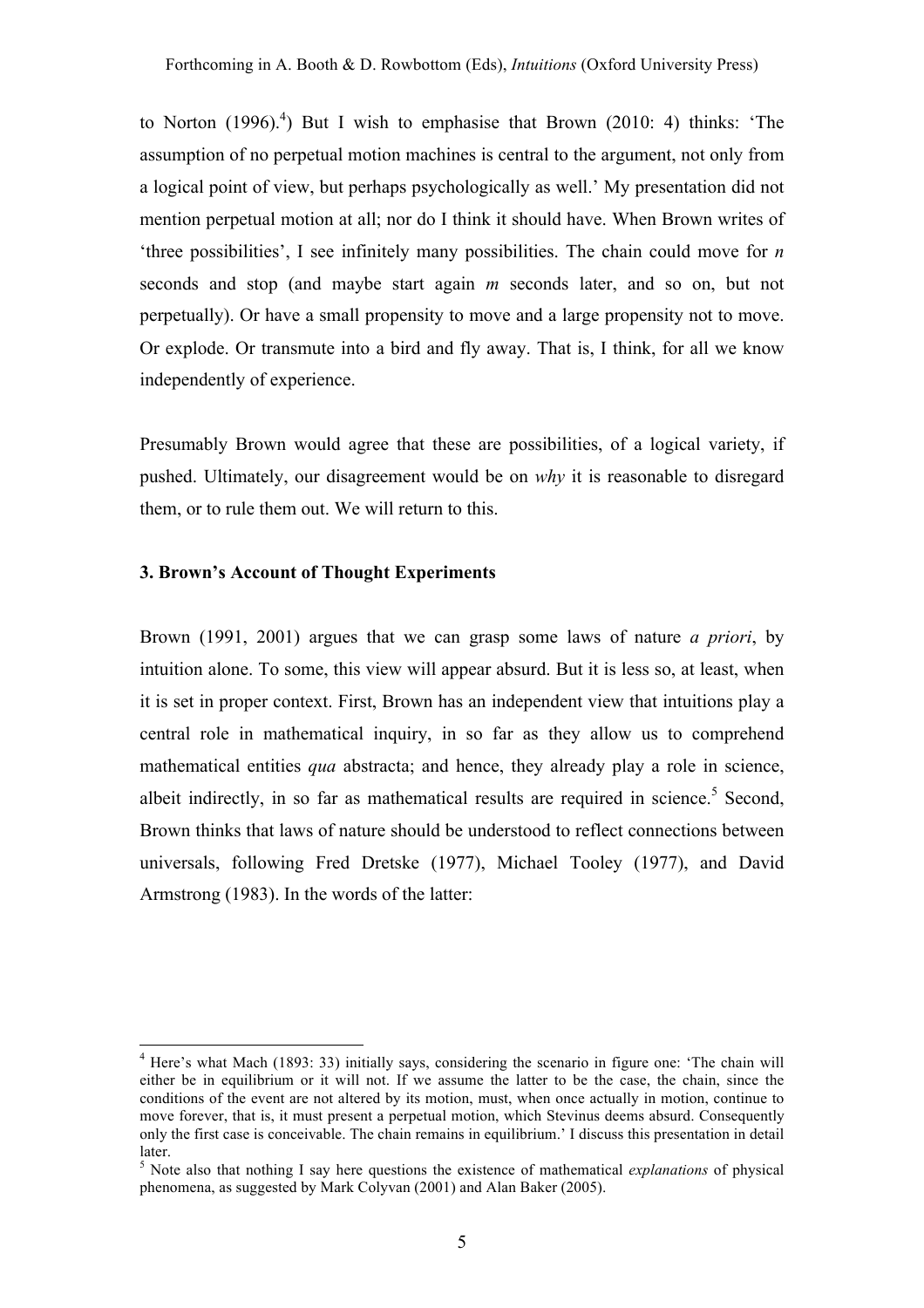to Norton (1996).[4]) But I wish to emphasise that Brown (2010: 4) thinks: 'The assumption of no perpetual motion machines is central to the argument, not only from a logical point of view, but perhaps psychologically as well.' My presentation did not mention perpetual motion at all; nor do I think it should have. When Brown writes of 'three possibilities', I see infinitely many possibilities. The chain could move for $n$ seconds and stop (and maybe start again $m$ seconds later, and so on, but not perpetually). Or have a small propensity to move and a large propensity not to move. Or explode. Or transmute into a bird and fly away. That is, I think, for all we know independently of experience.

Presumably Brown would agree that these are possibilities, of a logical variety, if pushed. Ultimately, our disagreement would be on *why* it is reasonable to disregard them, or to rule them out. We will return to this.

### 3. Brown's Account of Thought Experiments

Brown (1991, 2001) argues that we can grasp some laws of nature *a priori*, by intuition alone. To some, this view will appear absurd. But it is less so, at least, when it is set in proper context. First, Brown has an independent view that intuitions play a central role in mathematical inquiry, in so far as they allow us to comprehend mathematical entities *qua* abstracta; and hence, they already play a role in science, albeit indirectly, in so far as mathematical results are required in science.[5] Second, Brown thinks that laws of nature should be understood to reflect connections between universals, following Fred Dretske (1977), Michael Tooley (1977), and David Armstrong (1983). In the words of the latter:

---

[4] Here's what Mach (1893: 33) initially says, considering the scenario in figure one: 'The chain will either be in equilibrium or it will not. If we assume the latter to be the case, the chain, since the conditions of the event are not altered by its motion, must, when once actually in motion, continue to move forever, that is, it must present a perpetual motion, which Stevinus deems absurd. Consequently only the first case is conceivable. The chain remains in equilibrium.' I discuss this presentation in detail later.

[5] Note also that nothing I say here questions the existence of mathematical *explanations* of physical phenomena, as suggested by Mark Colyvan (2001) and Alan Baker (2005).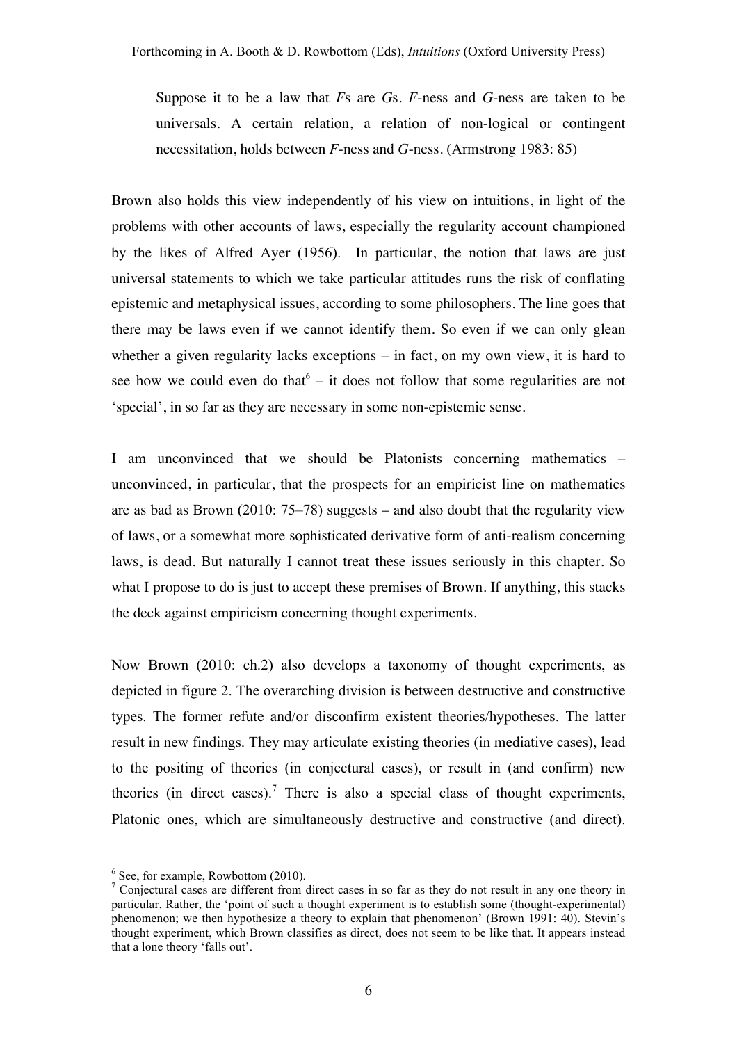> Suppose it to be a law that *F*s are *G*s. *F*-ness and *G*-ness are taken to be universals. A certain relation, a relation of non-logical or contingent necessitation, holds between *F*-ness and *G*-ness. (Armstrong 1983: 85)

Brown also holds this view independently of his view on intuitions, in light of the problems with other accounts of laws, especially the regularity account championed by the likes of Alfred Ayer (1956). In particular, the notion that laws are just universal statements to which we take particular attitudes runs the risk of conflating epistemic and metaphysical issues, according to some philosophers. The line goes that there may be laws even if we cannot identify them. So even if we can only glean whether a given regularity lacks exceptions – in fact, on my own view, it is hard to see how we could even do that[6] – it does not follow that some regularities are not 'special', in so far as they are necessary in some non-epistemic sense.

I am unconvinced that we should be Platonists concerning mathematics – unconvinced, in particular, that the prospects for an empiricist line on mathematics are as bad as Brown (2010: 75–78) suggests – and also doubt that the regularity view of laws, or a somewhat more sophisticated derivative form of anti-realism concerning laws, is dead. But naturally I cannot treat these issues seriously in this chapter. So what I propose to do is just to accept these premises of Brown. If anything, this stacks the deck against empiricism concerning thought experiments.

Now Brown (2010: ch.2) also develops a taxonomy of thought experiments, as depicted in figure 2. The overarching division is between destructive and constructive types. The former refute and/or disconfirm existent theories/hypotheses. The latter result in new findings. They may articulate existing theories (in mediative cases), lead to the positing of theories (in conjectural cases), or result in (and confirm) new theories (in direct cases).[7] There is also a special class of thought experiments, Platonic ones, which are simultaneously destructive and constructive (and direct).

---

[6] See, for example, Rowbottom (2010).

[7] Conjectural cases are different from direct cases in so far as they do not result in any one theory in particular. Rather, the 'point of such a thought experiment is to establish some (thought-experimental) phenomenon; we then hypothesize a theory to explain that phenomenon' (Brown 1991: 40). Stevin's thought experiment, which Brown classifies as direct, does not seem to be like that. It appears instead that a lone theory 'falls out'.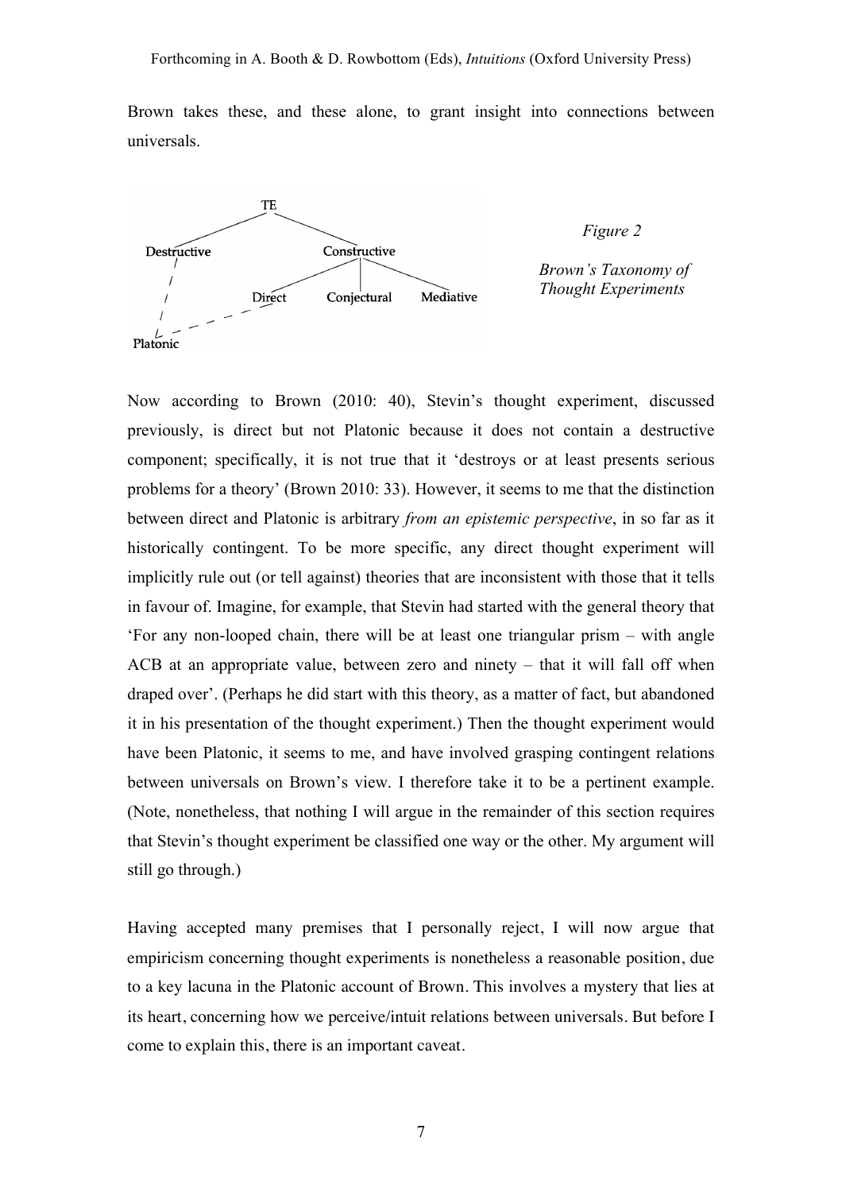Brown takes these, and these alone, to grant insight into connections between universals.

TE

Destructive

Constructive

Direct

Conjectural

Mediative

Platonic

*Figure 2*

*Brown's Taxonomy of Thought Experiments*

Now according to Brown (2010: 40), Stevin's thought experiment, discussed previously, is direct but not Platonic because it does not contain a destructive component; specifically, it is not true that it 'destroys or at least presents serious problems for a theory' (Brown 2010: 33). However, it seems to me that the distinction between direct and Platonic is arbitrary *from an epistemic perspective*, in so far as it historically contingent. To be more specific, any direct thought experiment will implicitly rule out (or tell against) theories that are inconsistent with those that it tells in favour of. Imagine, for example, that Stevin had started with the general theory that 'For any non-looped chain, there will be at least one triangular prism – with angle ACB at an appropriate value, between zero and ninety – that it will fall off when draped over'. (Perhaps he did start with this theory, as a matter of fact, but abandoned it in his presentation of the thought experiment.) Then the thought experiment would have been Platonic, it seems to me, and have involved grasping contingent relations between universals on Brown's view. I therefore take it to be a pertinent example. (Note, nonetheless, that nothing I will argue in the remainder of this section requires that Stevin's thought experiment be classified one way or the other. My argument will still go through.)

Having accepted many premises that I personally reject, I will now argue that empiricism concerning thought experiments is nonetheless a reasonable position, due to a key lacuna in the Platonic account of Brown. This involves a mystery that lies at its heart, concerning how we perceive/intuit relations between universals. But before I come to explain this, there is an important caveat.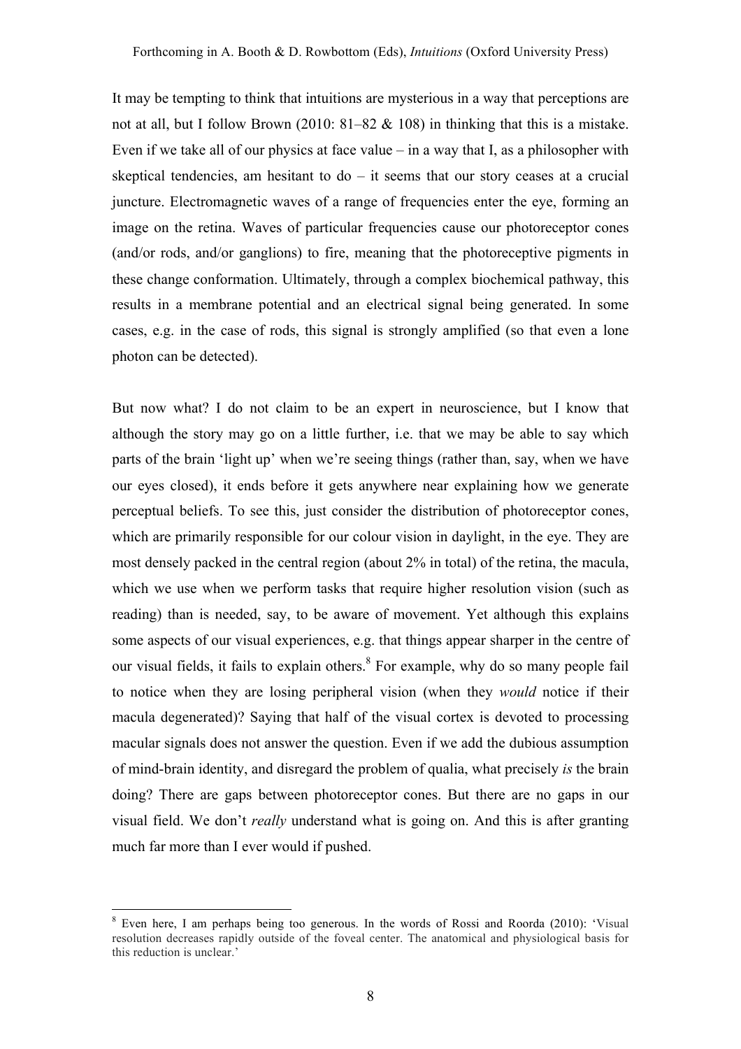It may be tempting to think that intuitions are mysterious in a way that perceptions are not at all, but I follow Brown (2010: 81–82 & 108) in thinking that this is a mistake. Even if we take all of our physics at face value – in a way that I, as a philosopher with skeptical tendencies, am hesitant to do – it seems that our story ceases at a crucial juncture. Electromagnetic waves of a range of frequencies enter the eye, forming an image on the retina. Waves of particular frequencies cause our photoreceptor cones (and/or rods, and/or ganglions) to fire, meaning that the photoreceptive pigments in these change conformation. Ultimately, through a complex biochemical pathway, this results in a membrane potential and an electrical signal being generated. In some cases, e.g. in the case of rods, this signal is strongly amplified (so that even a lone photon can be detected).

But now what? I do not claim to be an expert in neuroscience, but I know that although the story may go on a little further, i.e. that we may be able to say which parts of the brain 'light up' when we're seeing things (rather than, say, when we have our eyes closed), it ends before it gets anywhere near explaining how we generate perceptual beliefs. To see this, just consider the distribution of photoreceptor cones, which are primarily responsible for our colour vision in daylight, in the eye. They are most densely packed in the central region (about 2% in total) of the retina, the macula, which we use when we perform tasks that require higher resolution vision (such as reading) than is needed, say, to be aware of movement. Yet although this explains some aspects of our visual experiences, e.g. that things appear sharper in the centre of our visual fields, it fails to explain others.[8] For example, why do so many people fail to notice when they are losing peripheral vision (when they *would* notice if their macula degenerated)? Saying that half of the visual cortex is devoted to processing macular signals does not answer the question. Even if we add the dubious assumption of mind-brain identity, and disregard the problem of qualia, what precisely *is* the brain doing? There are gaps between photoreceptor cones. But there are no gaps in our visual field. We don't *really* understand what is going on. And this is after granting much far more than I ever would if pushed.

---

[8] Even here, I am perhaps being too generous. In the words of Rossi and Roorda (2010): 'Visual resolution decreases rapidly outside of the foveal center. The anatomical and physiological basis for this reduction is unclear.'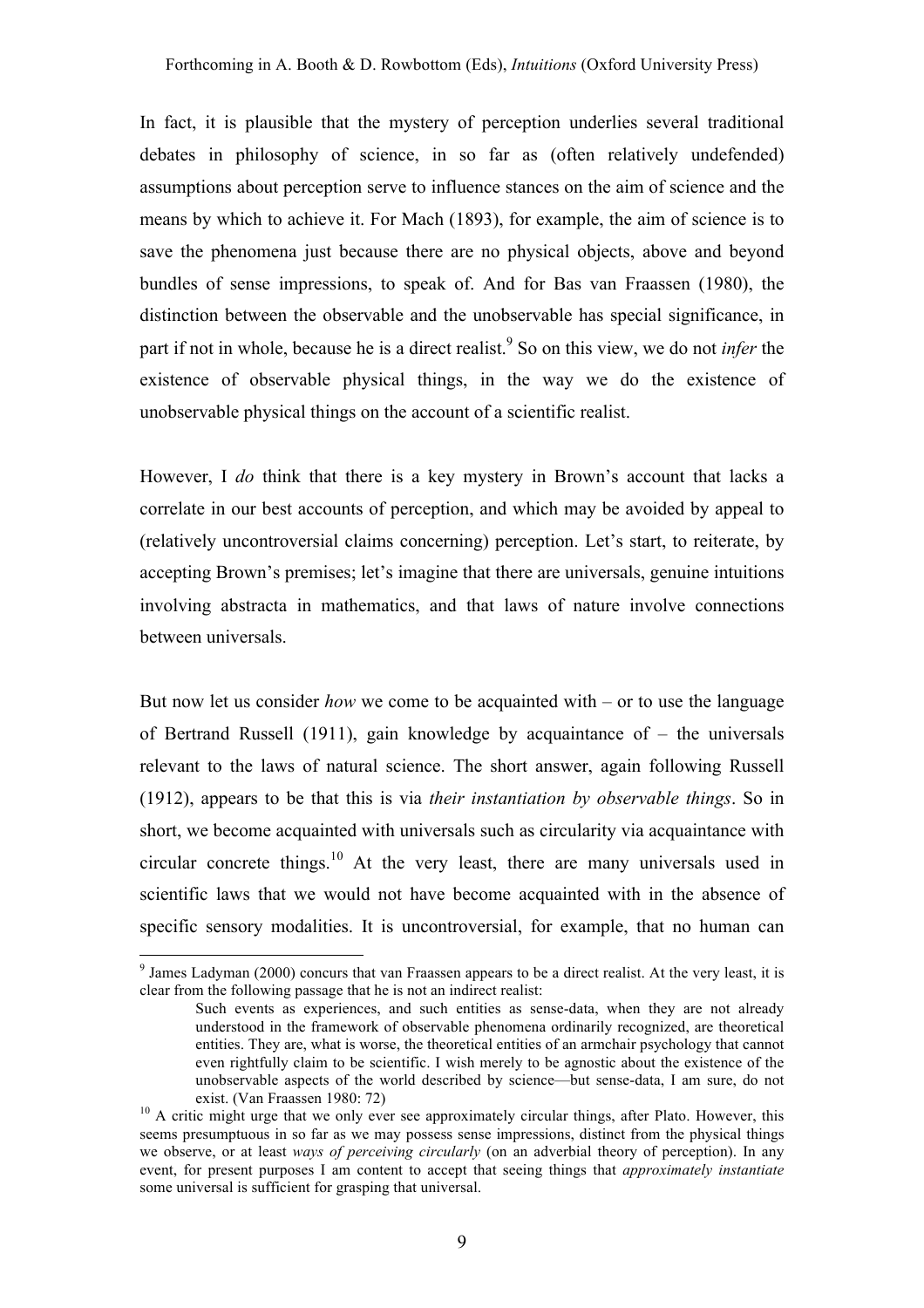In fact, it is plausible that the mystery of perception underlies several traditional debates in philosophy of science, in so far as (often relatively undefended) assumptions about perception serve to influence stances on the aim of science and the means by which to achieve it. For Mach (1893), for example, the aim of science is to save the phenomena just because there are no physical objects, above and beyond bundles of sense impressions, to speak of. And for Bas van Fraassen (1980), the distinction between the observable and the unobservable has special significance, in part if not in whole, because he is a direct realist.[9] So on this view, we do not *infer* the existence of observable physical things, in the way we do the existence of unobservable physical things on the account of a scientific realist.

However, I *do* think that there is a key mystery in Brown's account that lacks a correlate in our best accounts of perception, and which may be avoided by appeal to (relatively uncontroversial claims concerning) perception. Let's start, to reiterate, by accepting Brown's premises; let's imagine that there are universals, genuine intuitions involving abstracta in mathematics, and that laws of nature involve connections between universals.

But now let us consider *how* we come to be acquainted with – or to use the language of Bertrand Russell (1911), gain knowledge by acquaintance of – the universals relevant to the laws of natural science. The short answer, again following Russell (1912), appears to be that this is via *their instantiation by observable things*. So in short, we become acquainted with universals such as circularity via acquaintance with circular concrete things.[10] At the very least, there are many universals used in scientific laws that we would not have become acquainted with in the absence of specific sensory modalities. It is uncontroversial, for example, that no human can

---

[9] James Ladyman (2000) concurs that van Fraassen appears to be a direct realist. At the very least, it is clear from the following passage that he is not an indirect realist:

> Such events as experiences, and such entities as sense-data, when they are not already understood in the framework of observable phenomena ordinarily recognized, are theoretical entities. They are, what is worse, the theoretical entities of an armchair psychology that cannot even rightfully claim to be scientific. I wish merely to be agnostic about the existence of the unobservable aspects of the world described by science—but sense-data, I am sure, do not exist. (Van Fraassen 1980: 72)

[10] A critic might urge that we only ever see approximately circular things, after Plato. However, this seems presumptuous in so far as we may possess sense impressions, distinct from the physical things we observe, or at least *ways of perceiving circularly* (on an adverbial theory of perception). In any event, for present purposes I am content to accept that seeing things that *approximately instantiate* some universal is sufficient for grasping that universal.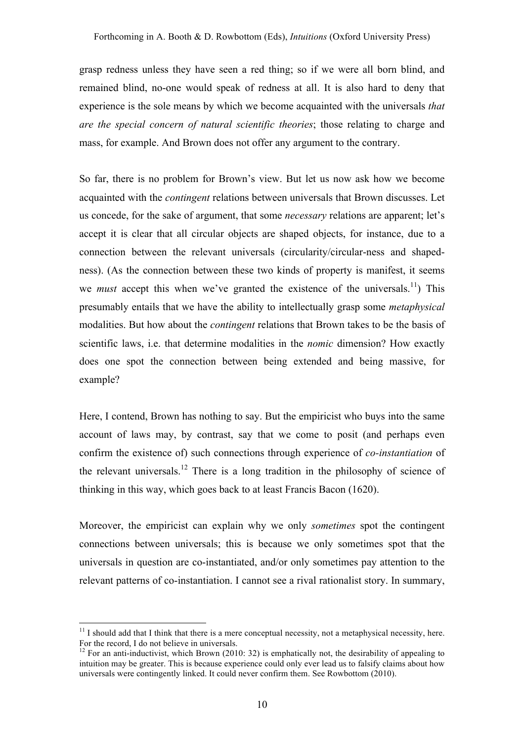grasp redness unless they have seen a red thing; so if we were all born blind, and remained blind, no-one would speak of redness at all. It is also hard to deny that experience is the sole means by which we become acquainted with the universals *that are the special concern of natural scientific theories*; those relating to charge and mass, for example. And Brown does not offer any argument to the contrary.

So far, there is no problem for Brown's view. But let us now ask how we become acquainted with the *contingent* relations between universals that Brown discusses. Let us concede, for the sake of argument, that some *necessary* relations are apparent; let's accept it is clear that all circular objects are shaped objects, for instance, due to a connection between the relevant universals (circularity/circular-ness and shaped-ness). (As the connection between these two kinds of property is manifest, it seems we *must* accept this when we've granted the existence of the universals.[11]) This presumably entails that we have the ability to intellectually grasp some *metaphysical* modalities. But how about the *contingent* relations that Brown takes to be the basis of scientific laws, i.e. that determine modalities in the *nomic* dimension? How exactly does one spot the connection between being extended and being massive, for example?

Here, I contend, Brown has nothing to say. But the empiricist who buys into the same account of laws may, by contrast, say that we come to posit (and perhaps even confirm the existence of) such connections through experience of *co-instantiation* of the relevant universals.[12] There is a long tradition in the philosophy of science of thinking in this way, which goes back to at least Francis Bacon (1620).

Moreover, the empiricist can explain why we only *sometimes* spot the contingent connections between universals; this is because we only sometimes spot that the universals in question are co-instantiated, and/or only sometimes pay attention to the relevant patterns of co-instantiation. I cannot see a rival rationalist story. In summary,

---

[11] I should add that I think that there is a mere conceptual necessity, not a metaphysical necessity, here. For the record, I do not believe in universals.

[12] For an anti-inductivist, which Brown (2010: 32) is emphatically not, the desirability of appealing to intuition may be greater. This is because experience could only ever lead us to falsify claims about how universals were contingently linked. It could never confirm them. See Rowbottom (2010).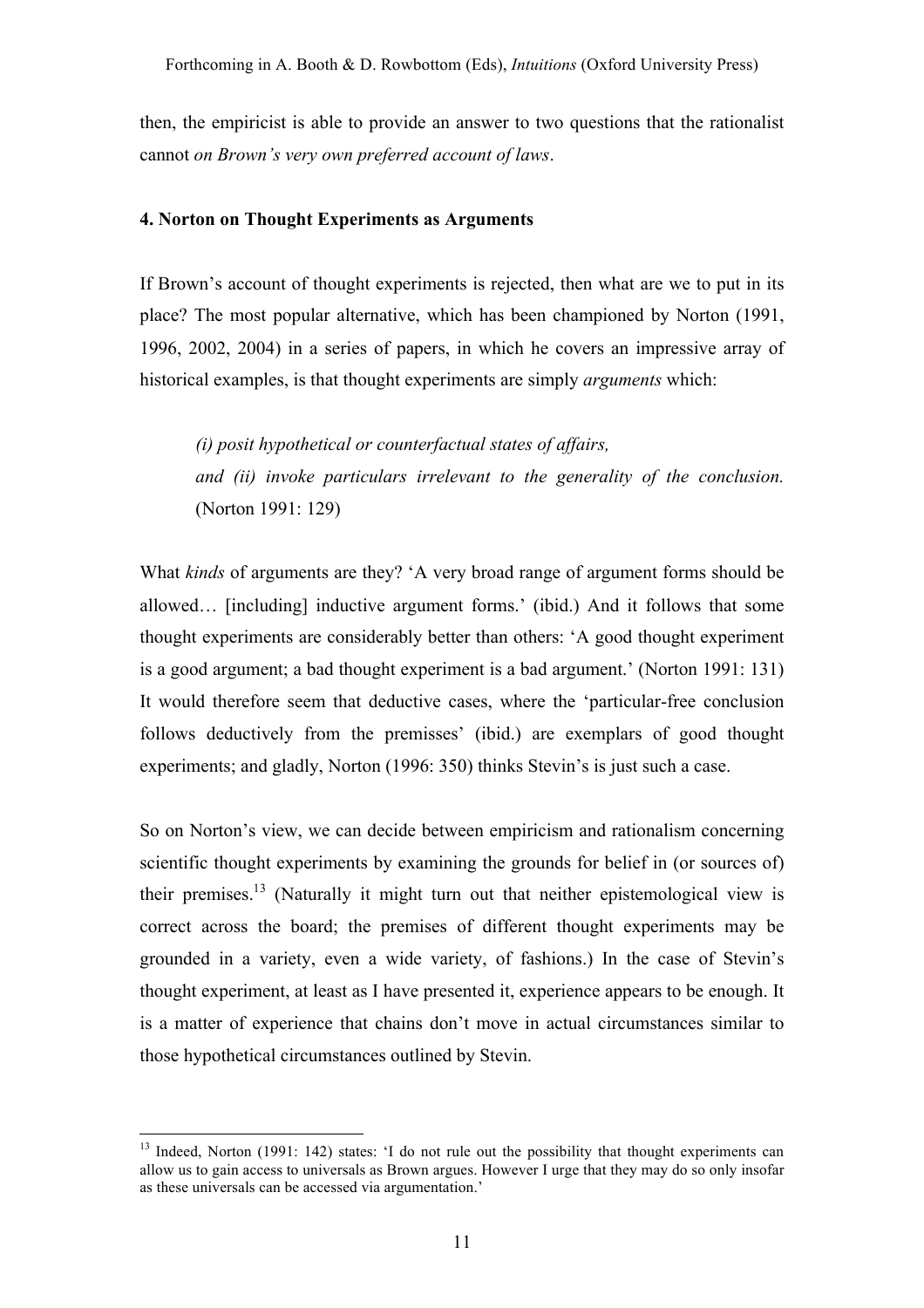then, the empiricist is able to provide an answer to two questions that the rationalist cannot *on Brown's very own preferred account of laws*.

#### 4. Norton on Thought Experiments as Arguments

If Brown's account of thought experiments is rejected, then what are we to put in its place? The most popular alternative, which has been championed by Norton (1991, 1996, 2002, 2004) in a series of papers, in which he covers an impressive array of historical examples, is that thought experiments are simply *arguments* which:

> *(i) posit hypothetical or counterfactual states of affairs,*
> *and (ii) invoke particulars irrelevant to the generality of the conclusion.* (Norton 1991: 129)

What *kinds* of arguments are they? 'A very broad range of argument forms should be allowed… [including] inductive argument forms.' (ibid.) And it follows that some thought experiments are considerably better than others: 'A good thought experiment is a good argument; a bad thought experiment is a bad argument.' (Norton 1991: 131) It would therefore seem that deductive cases, where the 'particular-free conclusion follows deductively from the premisses' (ibid.) are exemplars of good thought experiments; and gladly, Norton (1996: 350) thinks Stevin's is just such a case.

So on Norton's view, we can decide between empiricism and rationalism concerning scientific thought experiments by examining the grounds for belief in (or sources of) their premises.[13] (Naturally it might turn out that neither epistemological view is correct across the board; the premises of different thought experiments may be grounded in a variety, even a wide variety, of fashions.) In the case of Stevin's thought experiment, at least as I have presented it, experience appears to be enough. It is a matter of experience that chains don't move in actual circumstances similar to those hypothetical circumstances outlined by Stevin.

[13] Indeed, Norton (1991: 142) states: 'I do not rule out the possibility that thought experiments can allow us to gain access to universals as Brown argues. However I urge that they may do so only insofar as these universals can be accessed via argumentation.'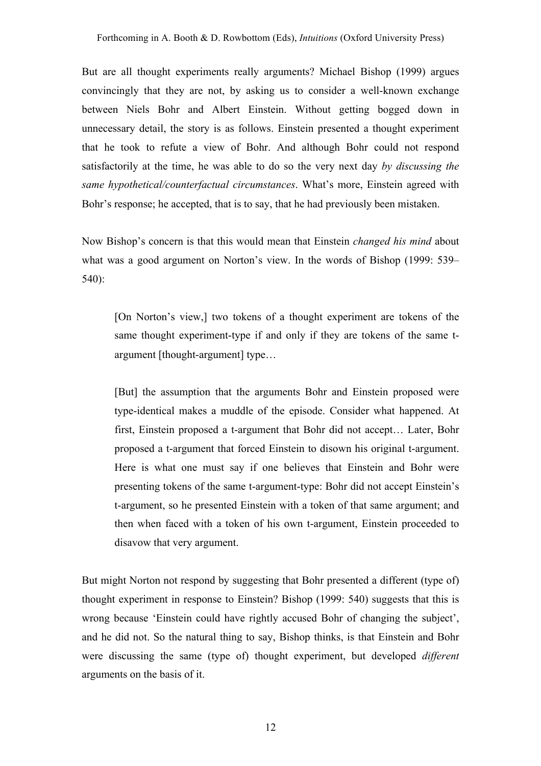But are all thought experiments really arguments? Michael Bishop (1999) argues convincingly that they are not, by asking us to consider a well-known exchange between Niels Bohr and Albert Einstein. Without getting bogged down in unnecessary detail, the story is as follows. Einstein presented a thought experiment that he took to refute a view of Bohr. And although Bohr could not respond satisfactorily at the time, he was able to do so the very next day *by discussing the same hypothetical/counterfactual circumstances*. What's more, Einstein agreed with Bohr's response; he accepted, that is to say, that he had previously been mistaken.

Now Bishop's concern is that this would mean that Einstein *changed his mind* about what was a good argument on Norton's view. In the words of Bishop (1999: 539–540):

> [On Norton's view,] two tokens of a thought experiment are tokens of the same thought experiment-type if and only if they are tokens of the same t-argument [thought-argument] type…
>
> [But] the assumption that the arguments Bohr and Einstein proposed were type-identical makes a muddle of the episode. Consider what happened. At first, Einstein proposed a t-argument that Bohr did not accept… Later, Bohr proposed a t-argument that forced Einstein to disown his original t-argument. Here is what one must say if one believes that Einstein and Bohr were presenting tokens of the same t-argument-type: Bohr did not accept Einstein's t-argument, so he presented Einstein with a token of that same argument; and then when faced with a token of his own t-argument, Einstein proceeded to disavow that very argument.

But might Norton not respond by suggesting that Bohr presented a different (type of) thought experiment in response to Einstein? Bishop (1999: 540) suggests that this is wrong because 'Einstein could have rightly accused Bohr of changing the subject', and he did not. So the natural thing to say, Bishop thinks, is that Einstein and Bohr were discussing the same (type of) thought experiment, but developed *different* arguments on the basis of it.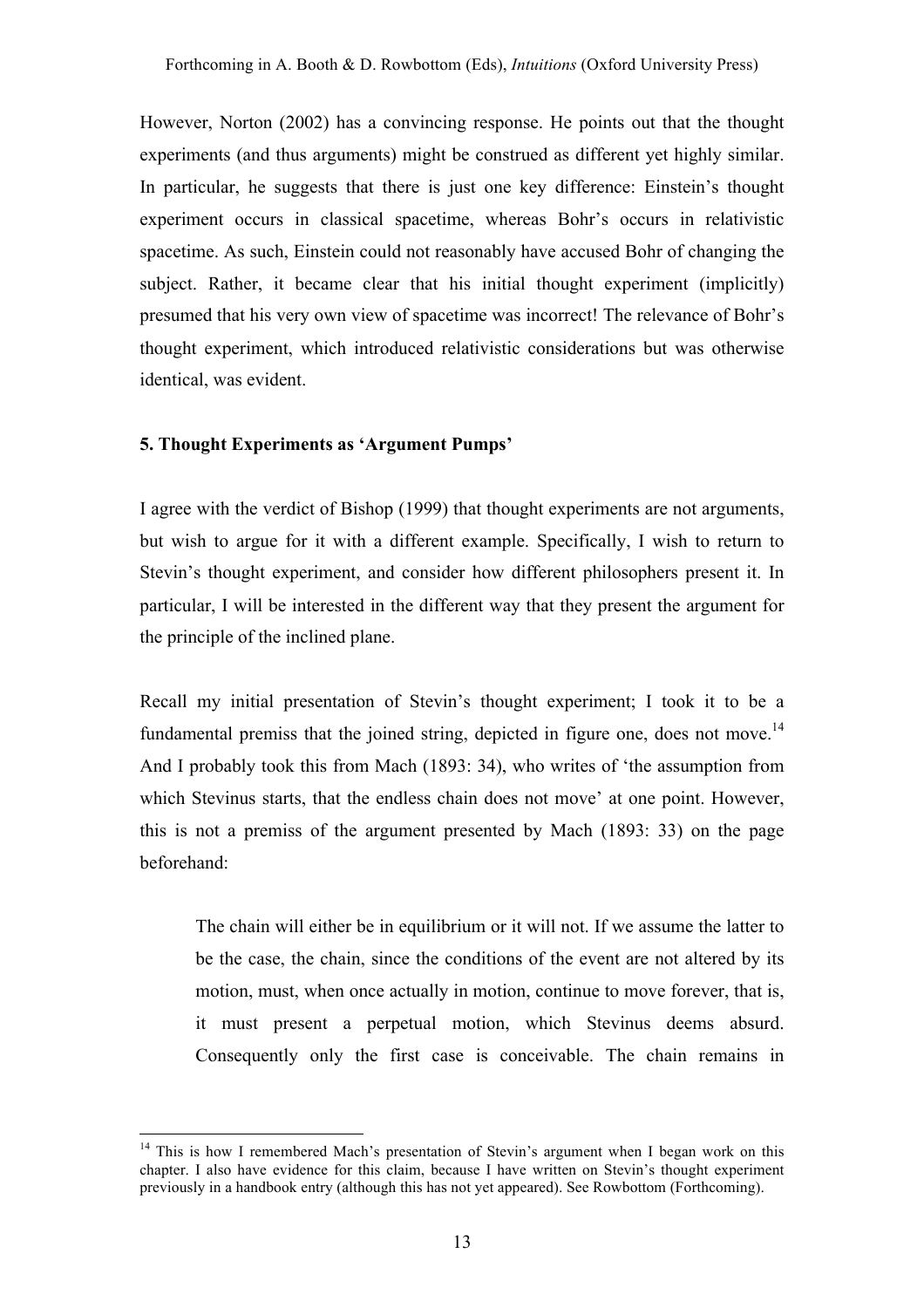However, Norton (2002) has a convincing response. He points out that the thought experiments (and thus arguments) might be construed as different yet highly similar. In particular, he suggests that there is just one key difference: Einstein's thought experiment occurs in classical spacetime, whereas Bohr's occurs in relativistic spacetime. As such, Einstein could not reasonably have accused Bohr of changing the subject. Rather, it became clear that his initial thought experiment (implicitly) presumed that his very own view of spacetime was incorrect! The relevance of Bohr's thought experiment, which introduced relativistic considerations but was otherwise identical, was evident.

## 5. Thought Experiments as 'Argument Pumps'

I agree with the verdict of Bishop (1999) that thought experiments are not arguments, but wish to argue for it with a different example. Specifically, I wish to return to Stevin's thought experiment, and consider how different philosophers present it. In particular, I will be interested in the different way that they present the argument for the principle of the inclined plane.

Recall my initial presentation of Stevin's thought experiment; I took it to be a fundamental premiss that the joined string, depicted in figure one, does not move.[14] And I probably took this from Mach (1893: 34), who writes of 'the assumption from which Stevinus starts, that the endless chain does not move' at one point. However, this is not a premiss of the argument presented by Mach (1893: 33) on the page beforehand:

> The chain will either be in equilibrium or it will not. If we assume the latter to be the case, the chain, since the conditions of the event are not altered by its motion, must, when once actually in motion, continue to move forever, that is, it must present a perpetual motion, which Stevinus deems absurd. Consequently only the first case is conceivable. The chain remains in

[14] This is how I remembered Mach's presentation of Stevin's argument when I began work on this chapter. I also have evidence for this claim, because I have written on Stevin's thought experiment previously in a handbook entry (although this has not yet appeared). See Rowbottom (Forthcoming).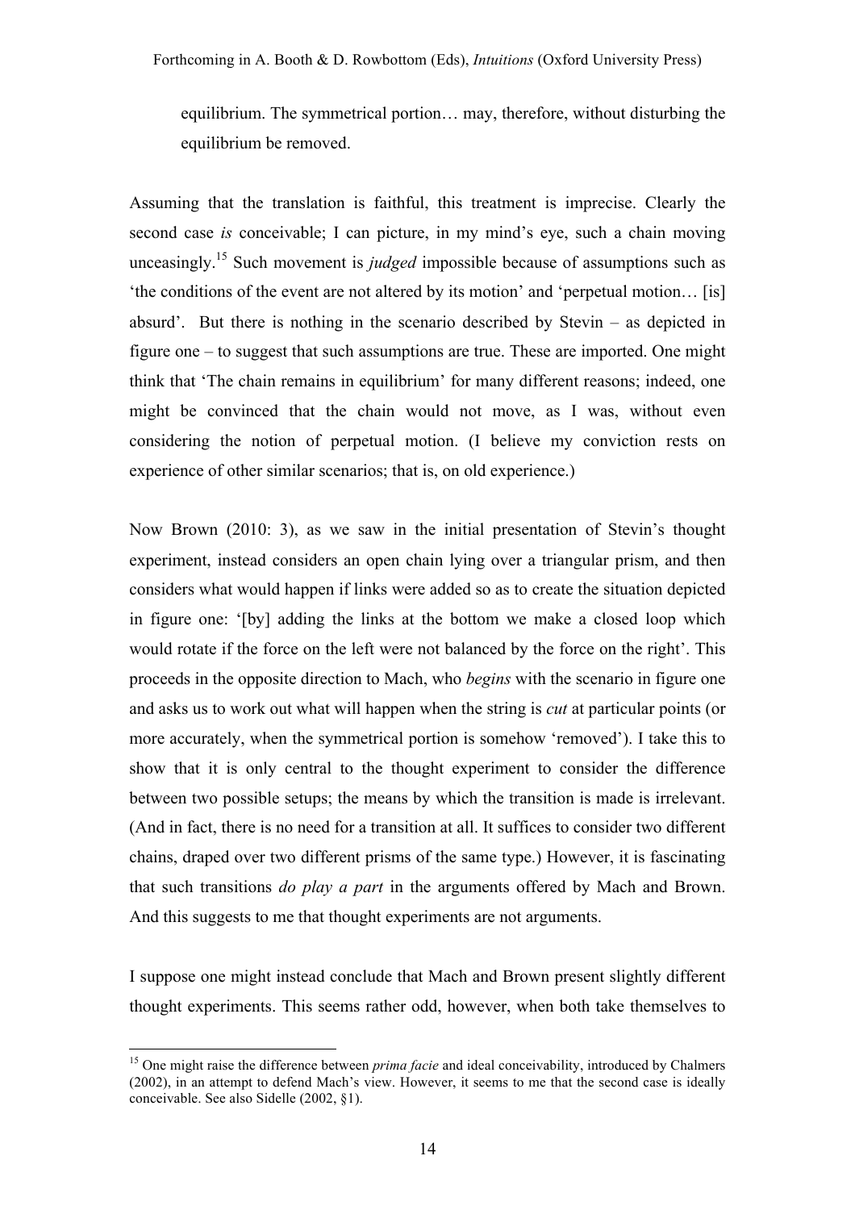> equilibrium. The symmetrical portion… may, therefore, without disturbing the equilibrium be removed.

Assuming that the translation is faithful, this treatment is imprecise. Clearly the second case *is* conceivable; I can picture, in my mind's eye, such a chain moving unceasingly.[15] Such movement is *judged* impossible because of assumptions such as 'the conditions of the event are not altered by its motion' and 'perpetual motion… [is] absurd'. But there is nothing in the scenario described by Stevin – as depicted in figure one – to suggest that such assumptions are true. These are imported. One might think that 'The chain remains in equilibrium' for many different reasons; indeed, one might be convinced that the chain would not move, as I was, without even considering the notion of perpetual motion. (I believe my conviction rests on experience of other similar scenarios; that is, on old experience.)

Now Brown (2010: 3), as we saw in the initial presentation of Stevin's thought experiment, instead considers an open chain lying over a triangular prism, and then considers what would happen if links were added so as to create the situation depicted in figure one: '[by] adding the links at the bottom we make a closed loop which would rotate if the force on the left were not balanced by the force on the right'. This proceeds in the opposite direction to Mach, who *begins* with the scenario in figure one and asks us to work out what will happen when the string is *cut* at particular points (or more accurately, when the symmetrical portion is somehow 'removed'). I take this to show that it is only central to the thought experiment to consider the difference between two possible setups; the means by which the transition is made is irrelevant. (And in fact, there is no need for a transition at all. It suffices to consider two different chains, draped over two different prisms of the same type.) However, it is fascinating that such transitions *do play a part* in the arguments offered by Mach and Brown. And this suggests to me that thought experiments are not arguments.

I suppose one might instead conclude that Mach and Brown present slightly different thought experiments. This seems rather odd, however, when both take themselves to

[15] One might raise the difference between *prima facie* and ideal conceivability, introduced by Chalmers (2002), in an attempt to defend Mach's view. However, it seems to me that the second case is ideally conceivable. See also Sidelle (2002, §1).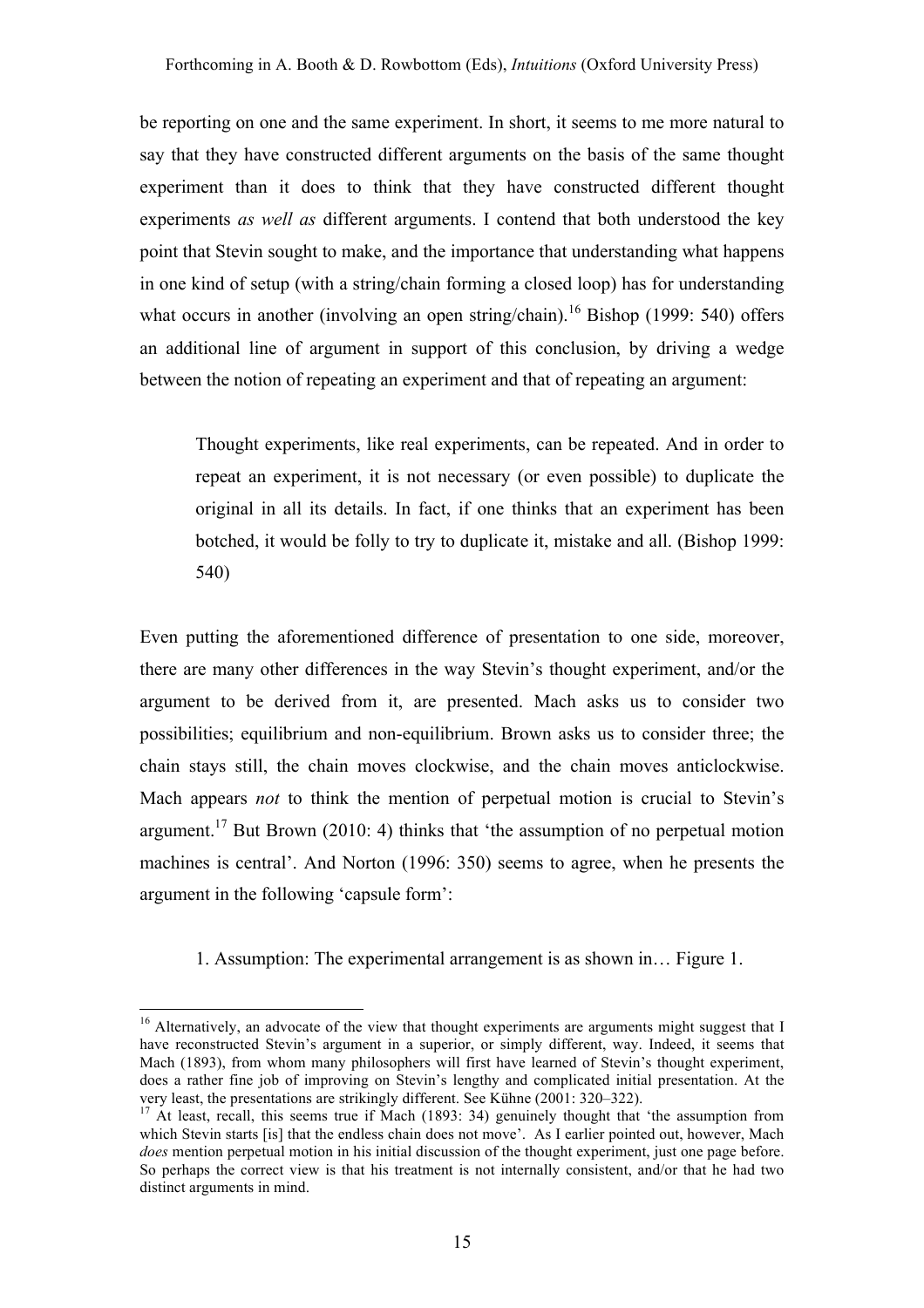be reporting on one and the same experiment. In short, it seems to me more natural to say that they have constructed different arguments on the basis of the same thought experiment than it does to think that they have constructed different thought experiments *as well as* different arguments. I contend that both understood the key point that Stevin sought to make, and the importance that understanding what happens in one kind of setup (with a string/chain forming a closed loop) has for understanding what occurs in another (involving an open string/chain).[16] Bishop (1999: 540) offers an additional line of argument in support of this conclusion, by driving a wedge between the notion of repeating an experiment and that of repeating an argument:

> Thought experiments, like real experiments, can be repeated. And in order to repeat an experiment, it is not necessary (or even possible) to duplicate the original in all its details. In fact, if one thinks that an experiment has been botched, it would be folly to try to duplicate it, mistake and all. (Bishop 1999: 540)

Even putting the aforementioned difference of presentation to one side, moreover, there are many other differences in the way Stevin's thought experiment, and/or the argument to be derived from it, are presented. Mach asks us to consider two possibilities; equilibrium and non-equilibrium. Brown asks us to consider three; the chain stays still, the chain moves clockwise, and the chain moves anticlockwise. Mach appears *not* to think the mention of perpetual motion is crucial to Stevin's argument.[17] But Brown (2010: 4) thinks that 'the assumption of no perpetual motion machines is central'. And Norton (1996: 350) seems to agree, when he presents the argument in the following 'capsule form':

> 1. Assumption: The experimental arrangement is as shown in… Figure 1.

---

[16] Alternatively, an advocate of the view that thought experiments are arguments might suggest that I have reconstructed Stevin's argument in a superior, or simply different, way. Indeed, it seems that Mach (1893), from whom many philosophers will first have learned of Stevin's thought experiment, does a rather fine job of improving on Stevin's lengthy and complicated initial presentation. At the very least, the presentations are strikingly different. See Kühne (2001: 320–322).

[17] At least, recall, this seems true if Mach (1893: 34) genuinely thought that 'the assumption from which Stevin starts [is] that the endless chain does not move'. As I earlier pointed out, however, Mach *does* mention perpetual motion in his initial discussion of the thought experiment, just one page before. So perhaps the correct view is that his treatment is not internally consistent, and/or that he had two distinct arguments in mind.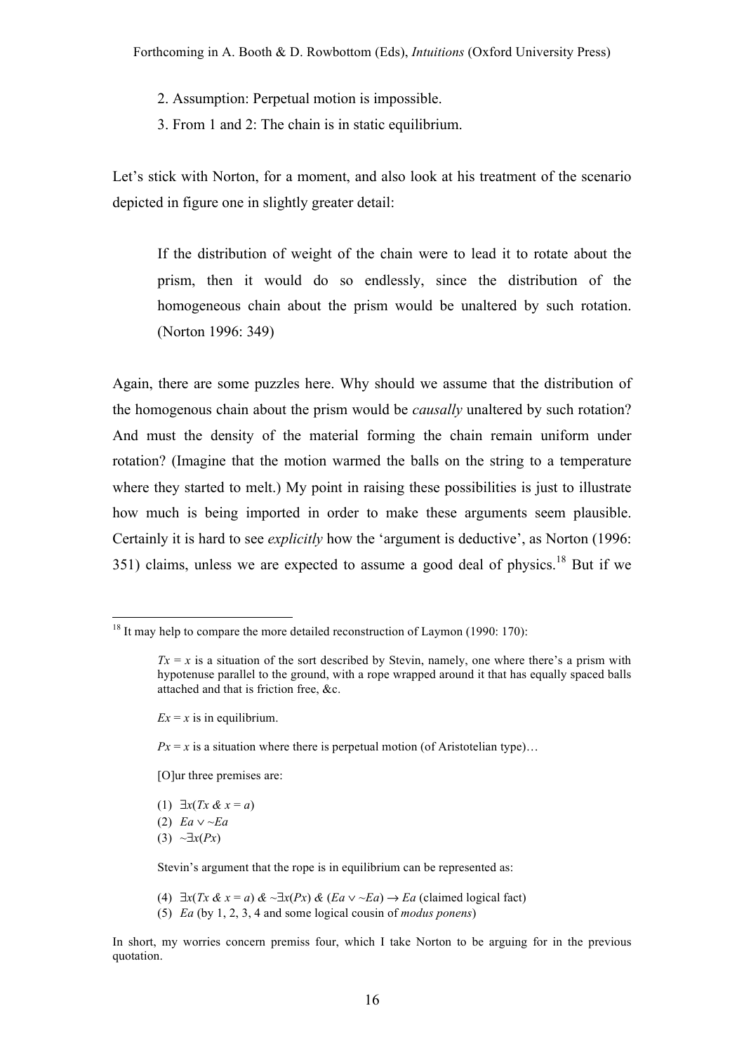2. Assumption: Perpetual motion is impossible.

3. From 1 and 2: The chain is in static equilibrium.

Let's stick with Norton, for a moment, and also look at his treatment of the scenario depicted in figure one in slightly greater detail:

> If the distribution of weight of the chain were to lead it to rotate about the prism, then it would do so endlessly, since the distribution of the homogeneous chain about the prism would be unaltered by such rotation. (Norton 1996: 349)

Again, there are some puzzles here. Why should we assume that the distribution of the homogenous chain about the prism would be *causally* unaltered by such rotation? And must the density of the material forming the chain remain uniform under rotation? (Imagine that the motion warmed the balls on the string to a temperature where they started to melt.) My point in raising these possibilities is just to illustrate how much is being imported in order to make these arguments seem plausible. Certainly it is hard to see *explicitly* how the 'argument is deductive', as Norton (1996: 351) claims, unless we are expected to assume a good deal of physics.[18] But if we

---

[18] It may help to compare the more detailed reconstruction of Laymon (1990: 170):

> $Tx = x$ is a situation of the sort described by Stevin, namely, one where there's a prism with hypotenuse parallel to the ground, with a rope wrapped around it that has equally spaced balls attached and that is friction free, &c.
>
> $Ex = x$ is in equilibrium.
>
> $Px = x$ is a situation where there is perpetual motion (of Aristotelian type)…
>
> [O]ur three premises are:
>
> (1) $\exists x(Tx \mathbin{\&} x = a)$
>
> (2) $Ea \vee \sim Ea$
>
> (3) $\sim\exists x(Px)$
>
> Stevin's argument that the rope is in equilibrium can be represented as:
>
> (4) $\exists x(Tx \mathbin{\&} x = a) \mathbin{\&} \sim\exists x(Px) \mathbin{\&} (Ea \vee \sim Ea) \rightarrow Ea$ (claimed logical fact)
>
> (5) $Ea$ (by 1, 2, 3, 4 and some logical cousin of *modus ponens*)

In short, my worries concern premiss four, which I take Norton to be arguing for in the previous quotation.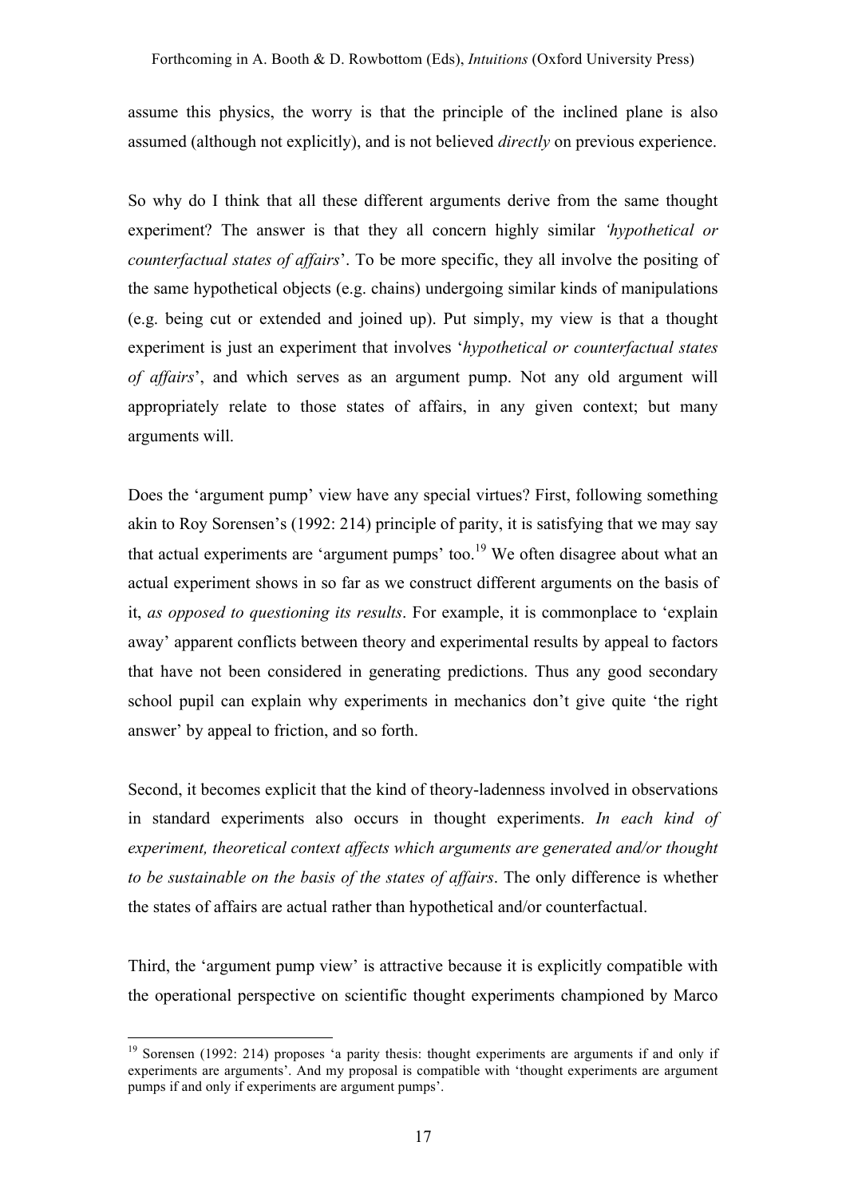assume this physics, the worry is that the principle of the inclined plane is also assumed (although not explicitly), and is not believed *directly* on previous experience.

So why do I think that all these different arguments derive from the same thought experiment? The answer is that they all concern highly similar *'hypothetical or counterfactual states of affairs*'. To be more specific, they all involve the positing of the same hypothetical objects (e.g. chains) undergoing similar kinds of manipulations (e.g. being cut or extended and joined up). Put simply, my view is that a thought experiment is just an experiment that involves '*hypothetical or counterfactual states of affairs*', and which serves as an argument pump. Not any old argument will appropriately relate to those states of affairs, in any given context; but many arguments will.

Does the 'argument pump' view have any special virtues? First, following something akin to Roy Sorensen's (1992: 214) principle of parity, it is satisfying that we may say that actual experiments are 'argument pumps' too.[19] We often disagree about what an actual experiment shows in so far as we construct different arguments on the basis of it, *as opposed to questioning its results*. For example, it is commonplace to 'explain away' apparent conflicts between theory and experimental results by appeal to factors that have not been considered in generating predictions. Thus any good secondary school pupil can explain why experiments in mechanics don't give quite 'the right answer' by appeal to friction, and so forth.

Second, it becomes explicit that the kind of theory-ladenness involved in observations in standard experiments also occurs in thought experiments. *In each kind of experiment, theoretical context affects which arguments are generated and/or thought to be sustainable on the basis of the states of affairs*. The only difference is whether the states of affairs are actual rather than hypothetical and/or counterfactual.

Third, the 'argument pump view' is attractive because it is explicitly compatible with the operational perspective on scientific thought experiments championed by Marco

[19] Sorensen (1992: 214) proposes 'a parity thesis: thought experiments are arguments if and only if experiments are arguments'. And my proposal is compatible with 'thought experiments are argument pumps if and only if experiments are argument pumps'.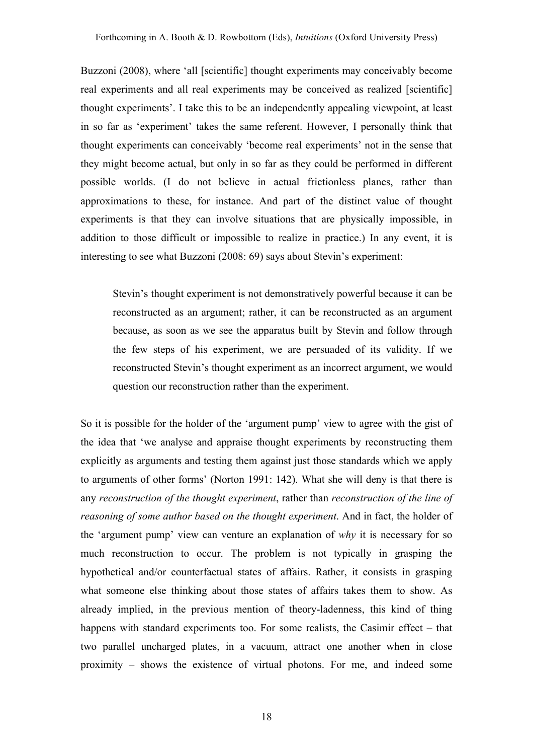Buzzoni (2008), where 'all [scientific] thought experiments may conceivably become real experiments and all real experiments may be conceived as realized [scientific] thought experiments'. I take this to be an independently appealing viewpoint, at least in so far as 'experiment' takes the same referent. However, I personally think that thought experiments can conceivably 'become real experiments' not in the sense that they might become actual, but only in so far as they could be performed in different possible worlds. (I do not believe in actual frictionless planes, rather than approximations to these, for instance. And part of the distinct value of thought experiments is that they can involve situations that are physically impossible, in addition to those difficult or impossible to realize in practice.) In any event, it is interesting to see what Buzzoni (2008: 69) says about Stevin's experiment:

> Stevin's thought experiment is not demonstratively powerful because it can be reconstructed as an argument; rather, it can be reconstructed as an argument because, as soon as we see the apparatus built by Stevin and follow through the few steps of his experiment, we are persuaded of its validity. If we reconstructed Stevin's thought experiment as an incorrect argument, we would question our reconstruction rather than the experiment.

So it is possible for the holder of the 'argument pump' view to agree with the gist of the idea that 'we analyse and appraise thought experiments by reconstructing them explicitly as arguments and testing them against just those standards which we apply to arguments of other forms' (Norton 1991: 142). What she will deny is that there is any *reconstruction of the thought experiment*, rather than *reconstruction of the line of reasoning of some author based on the thought experiment*. And in fact, the holder of the 'argument pump' view can venture an explanation of *why* it is necessary for so much reconstruction to occur. The problem is not typically in grasping the hypothetical and/or counterfactual states of affairs. Rather, it consists in grasping what someone else thinking about those states of affairs takes them to show. As already implied, in the previous mention of theory-ladenness, this kind of thing happens with standard experiments too. For some realists, the Casimir effect – that two parallel uncharged plates, in a vacuum, attract one another when in close proximity – shows the existence of virtual photons. For me, and indeed some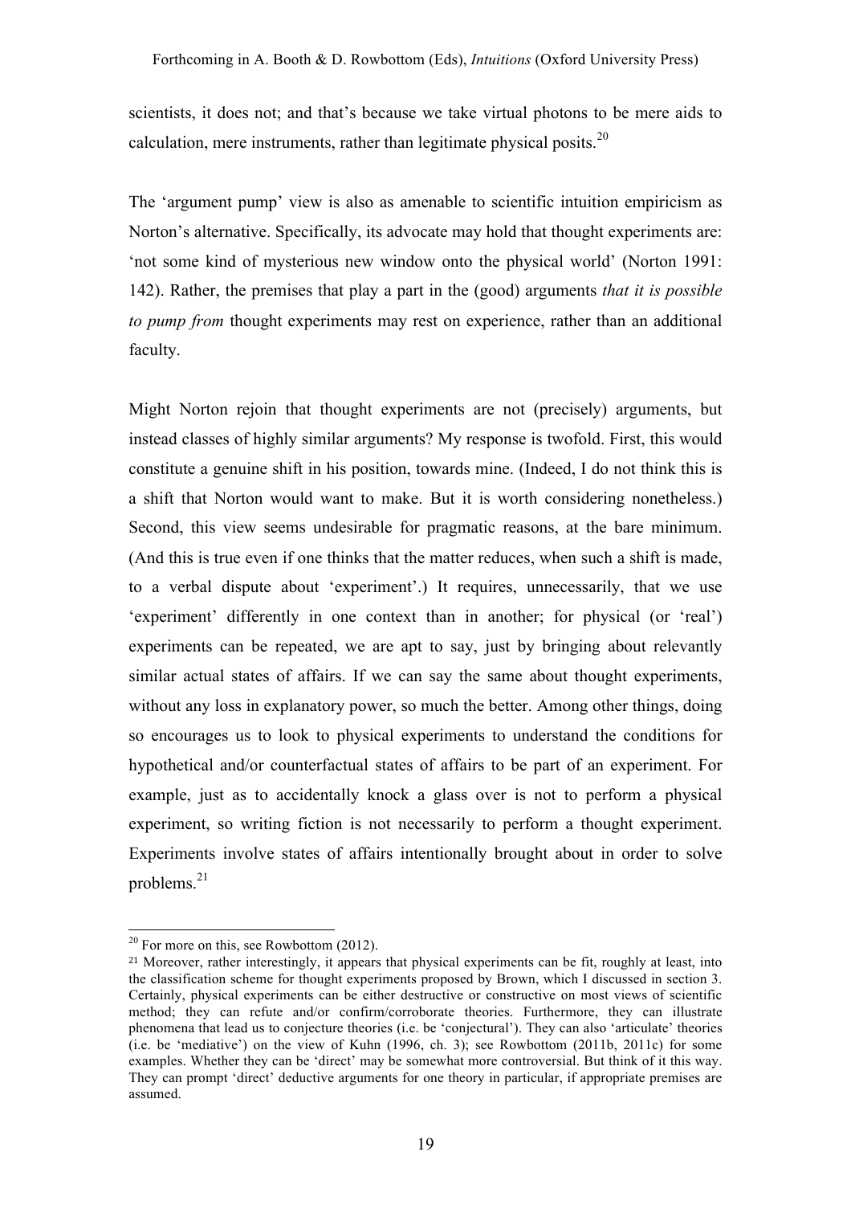scientists, it does not; and that's because we take virtual photons to be mere aids to calculation, mere instruments, rather than legitimate physical posits.[20]

The 'argument pump' view is also as amenable to scientific intuition empiricism as Norton's alternative. Specifically, its advocate may hold that thought experiments are: 'not some kind of mysterious new window onto the physical world' (Norton 1991: 142). Rather, the premises that play a part in the (good) arguments *that it is possible to pump from* thought experiments may rest on experience, rather than an additional faculty.

Might Norton rejoin that thought experiments are not (precisely) arguments, but instead classes of highly similar arguments? My response is twofold. First, this would constitute a genuine shift in his position, towards mine. (Indeed, I do not think this is a shift that Norton would want to make. But it is worth considering nonetheless.) Second, this view seems undesirable for pragmatic reasons, at the bare minimum. (And this is true even if one thinks that the matter reduces, when such a shift is made, to a verbal dispute about 'experiment'.) It requires, unnecessarily, that we use 'experiment' differently in one context than in another; for physical (or 'real') experiments can be repeated, we are apt to say, just by bringing about relevantly similar actual states of affairs. If we can say the same about thought experiments, without any loss in explanatory power, so much the better. Among other things, doing so encourages us to look to physical experiments to understand the conditions for hypothetical and/or counterfactual states of affairs to be part of an experiment. For example, just as to accidentally knock a glass over is not to perform a physical experiment, so writing fiction is not necessarily to perform a thought experiment. Experiments involve states of affairs intentionally brought about in order to solve problems.[21]

---

[20] For more on this, see Rowbottom (2012).

[21] Moreover, rather interestingly, it appears that physical experiments can be fit, roughly at least, into the classification scheme for thought experiments proposed by Brown, which I discussed in section 3. Certainly, physical experiments can be either destructive or constructive on most views of scientific method; they can refute and/or confirm/corroborate theories. Furthermore, they can illustrate phenomena that lead us to conjecture theories (i.e. be 'conjectural'). They can also 'articulate' theories (i.e. be 'mediative') on the view of Kuhn (1996, ch. 3); see Rowbottom (2011b, 2011c) for some examples. Whether they can be 'direct' may be somewhat more controversial. But think of it this way. They can prompt 'direct' deductive arguments for one theory in particular, if appropriate premises are assumed.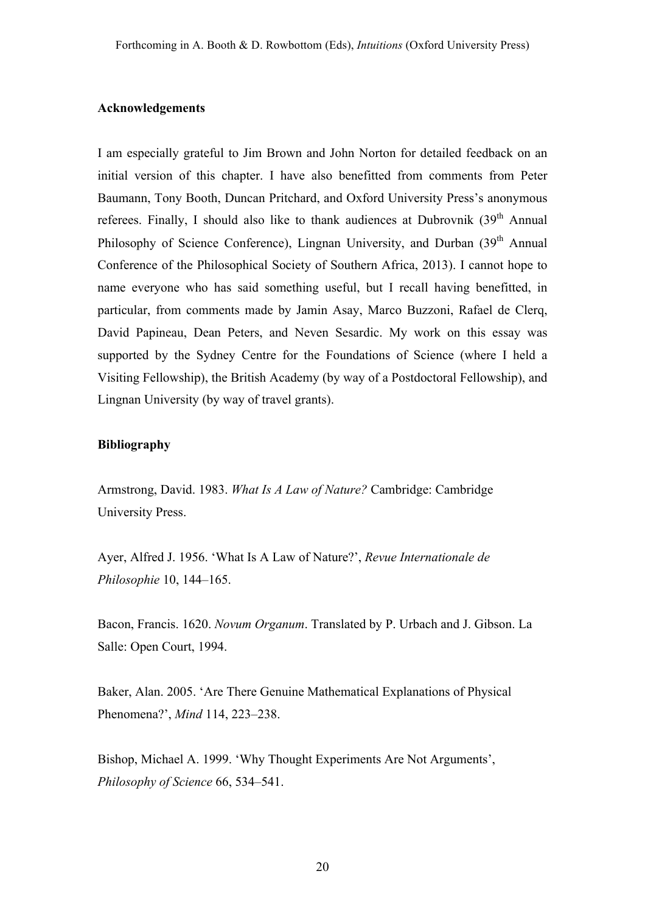**Acknowledgements**

I am especially grateful to Jim Brown and John Norton for detailed feedback on an initial version of this chapter. I have also benefitted from comments from Peter Baumann, Tony Booth, Duncan Pritchard, and Oxford University Press's anonymous referees. Finally, I should also like to thank audiences at Dubrovnik (39th Annual Philosophy of Science Conference), Lingnan University, and Durban (39th Annual Conference of the Philosophical Society of Southern Africa, 2013). I cannot hope to name everyone who has said something useful, but I recall having benefitted, in particular, from comments made by Jamin Asay, Marco Buzzoni, Rafael de Clerq, David Papineau, Dean Peters, and Neven Sesardic. My work on this essay was supported by the Sydney Centre for the Foundations of Science (where I held a Visiting Fellowship), the British Academy (by way of a Postdoctoral Fellowship), and Lingnan University (by way of travel grants).

**Bibliography**

Armstrong, David. 1983. *What Is A Law of Nature?* Cambridge: Cambridge University Press.

Ayer, Alfred J. 1956. 'What Is A Law of Nature?', *Revue Internationale de Philosophie* 10, 144–165.

Bacon, Francis. 1620. *Novum Organum*. Translated by P. Urbach and J. Gibson. La Salle: Open Court, 1994.

Baker, Alan. 2005. 'Are There Genuine Mathematical Explanations of Physical Phenomena?', *Mind* 114, 223–238.

Bishop, Michael A. 1999. 'Why Thought Experiments Are Not Arguments', *Philosophy of Science* 66, 534–541.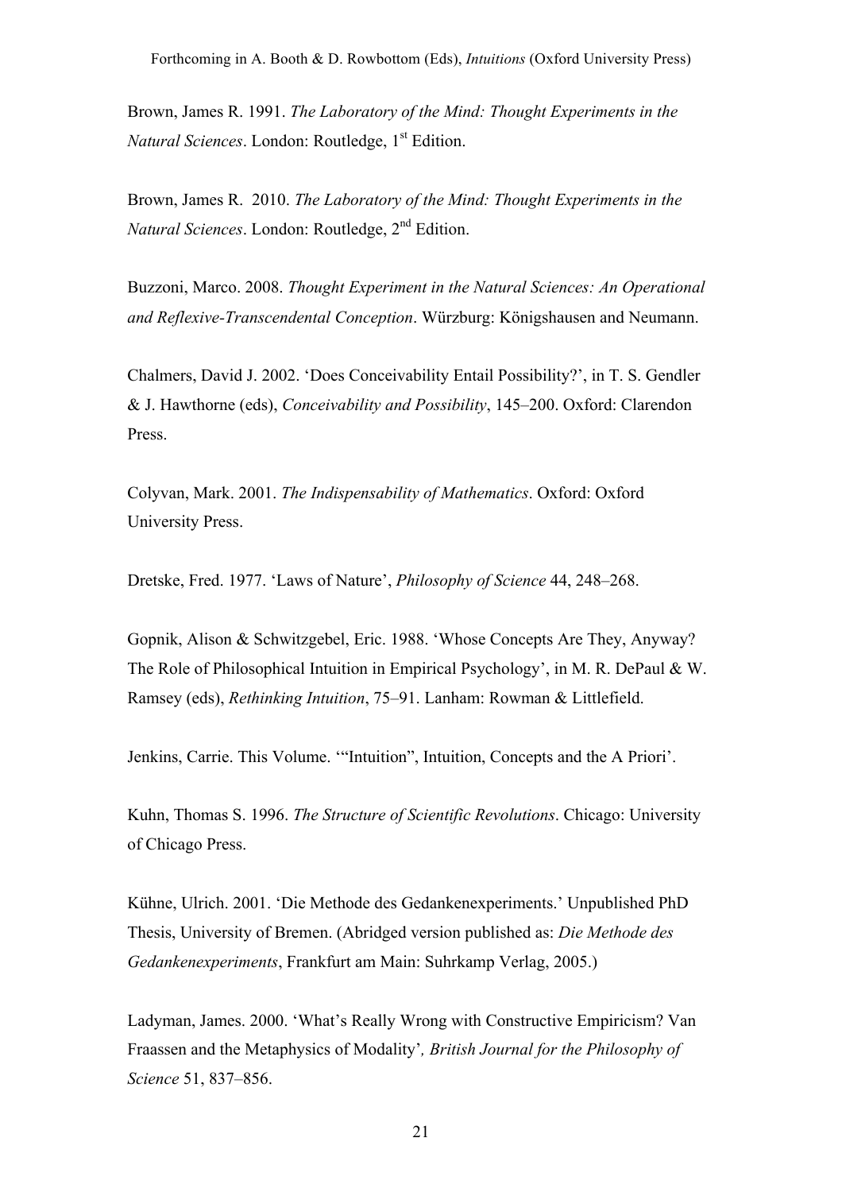Brown, James R. 1991. *The Laboratory of the Mind: Thought Experiments in the Natural Sciences*. London: Routledge, 1st Edition.

Brown, James R. 2010. *The Laboratory of the Mind: Thought Experiments in the Natural Sciences*. London: Routledge, 2nd Edition.

Buzzoni, Marco. 2008. *Thought Experiment in the Natural Sciences: An Operational and Reflexive-Transcendental Conception*. Würzburg: Königshausen and Neumann.

Chalmers, David J. 2002. 'Does Conceivability Entail Possibility?', in T. S. Gendler & J. Hawthorne (eds), *Conceivability and Possibility*, 145–200. Oxford: Clarendon Press.

Colyvan, Mark. 2001. *The Indispensability of Mathematics*. Oxford: Oxford University Press.

Dretske, Fred. 1977. 'Laws of Nature', *Philosophy of Science* 44, 248–268.

Gopnik, Alison & Schwitzgebel, Eric. 1988. 'Whose Concepts Are They, Anyway? The Role of Philosophical Intuition in Empirical Psychology', in M. R. DePaul & W. Ramsey (eds), *Rethinking Intuition*, 75–91. Lanham: Rowman & Littlefield.

Jenkins, Carrie. This Volume. '"Intuition", Intuition, Concepts and the A Priori'.

Kuhn, Thomas S. 1996. *The Structure of Scientific Revolutions*. Chicago: University of Chicago Press.

Kühne, Ulrich. 2001. 'Die Methode des Gedankenexperiments.' Unpublished PhD Thesis, University of Bremen. (Abridged version published as: *Die Methode des Gedankenexperiments*, Frankfurt am Main: Suhrkamp Verlag, 2005.)

Ladyman, James. 2000. 'What's Really Wrong with Constructive Empiricism? Van Fraassen and the Metaphysics of Modality', *British Journal for the Philosophy of Science* 51, 837–856.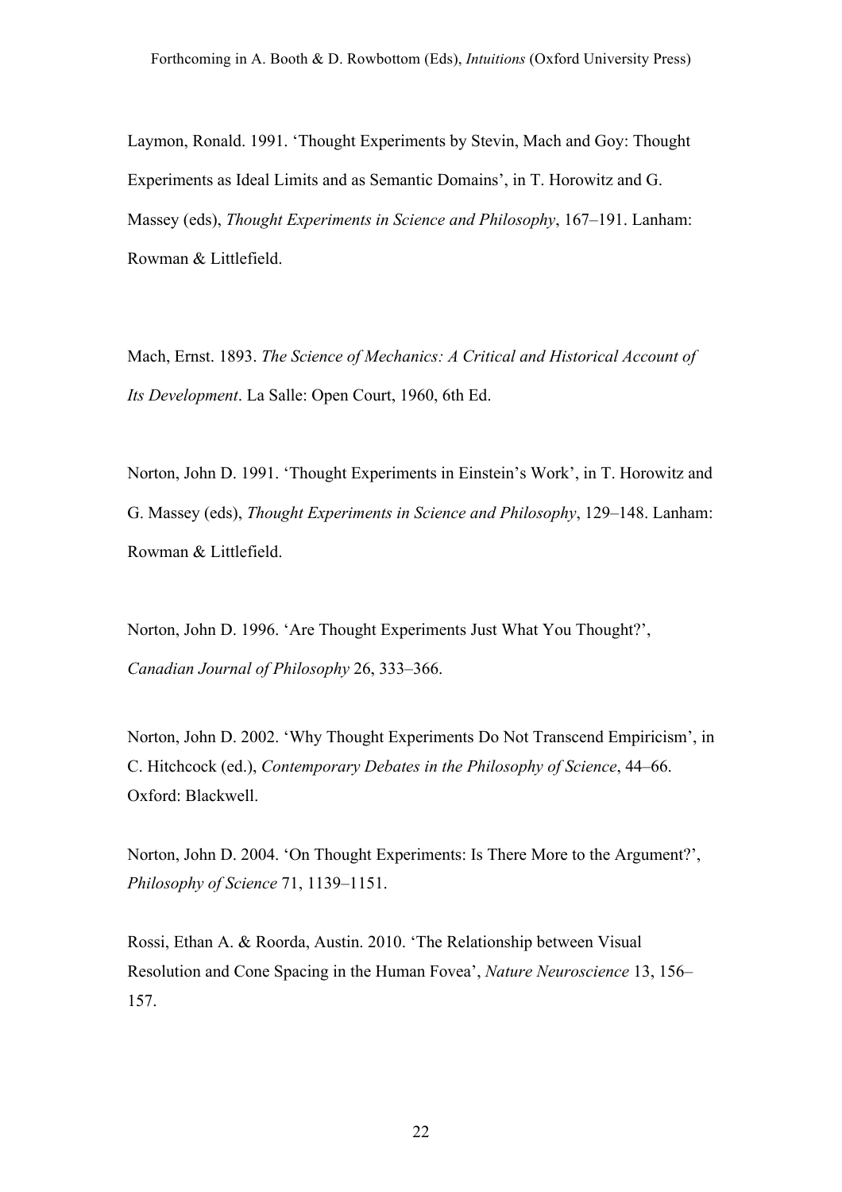Laymon, Ronald. 1991. 'Thought Experiments by Stevin, Mach and Goy: Thought Experiments as Ideal Limits and as Semantic Domains', in T. Horowitz and G. Massey (eds), *Thought Experiments in Science and Philosophy*, 167–191. Lanham: Rowman & Littlefield.

Mach, Ernst. 1893. *The Science of Mechanics: A Critical and Historical Account of Its Development*. La Salle: Open Court, 1960, 6th Ed.

Norton, John D. 1991. 'Thought Experiments in Einstein's Work', in T. Horowitz and G. Massey (eds), *Thought Experiments in Science and Philosophy*, 129–148. Lanham: Rowman & Littlefield.

Norton, John D. 1996. 'Are Thought Experiments Just What You Thought?', *Canadian Journal of Philosophy* 26, 333–366.

Norton, John D. 2002. 'Why Thought Experiments Do Not Transcend Empiricism', in C. Hitchcock (ed.), *Contemporary Debates in the Philosophy of Science*, 44–66. Oxford: Blackwell.

Norton, John D. 2004. 'On Thought Experiments: Is There More to the Argument?', *Philosophy of Science* 71, 1139–1151.

Rossi, Ethan A. & Roorda, Austin. 2010. 'The Relationship between Visual Resolution and Cone Spacing in the Human Fovea', *Nature Neuroscience* 13, 156–157.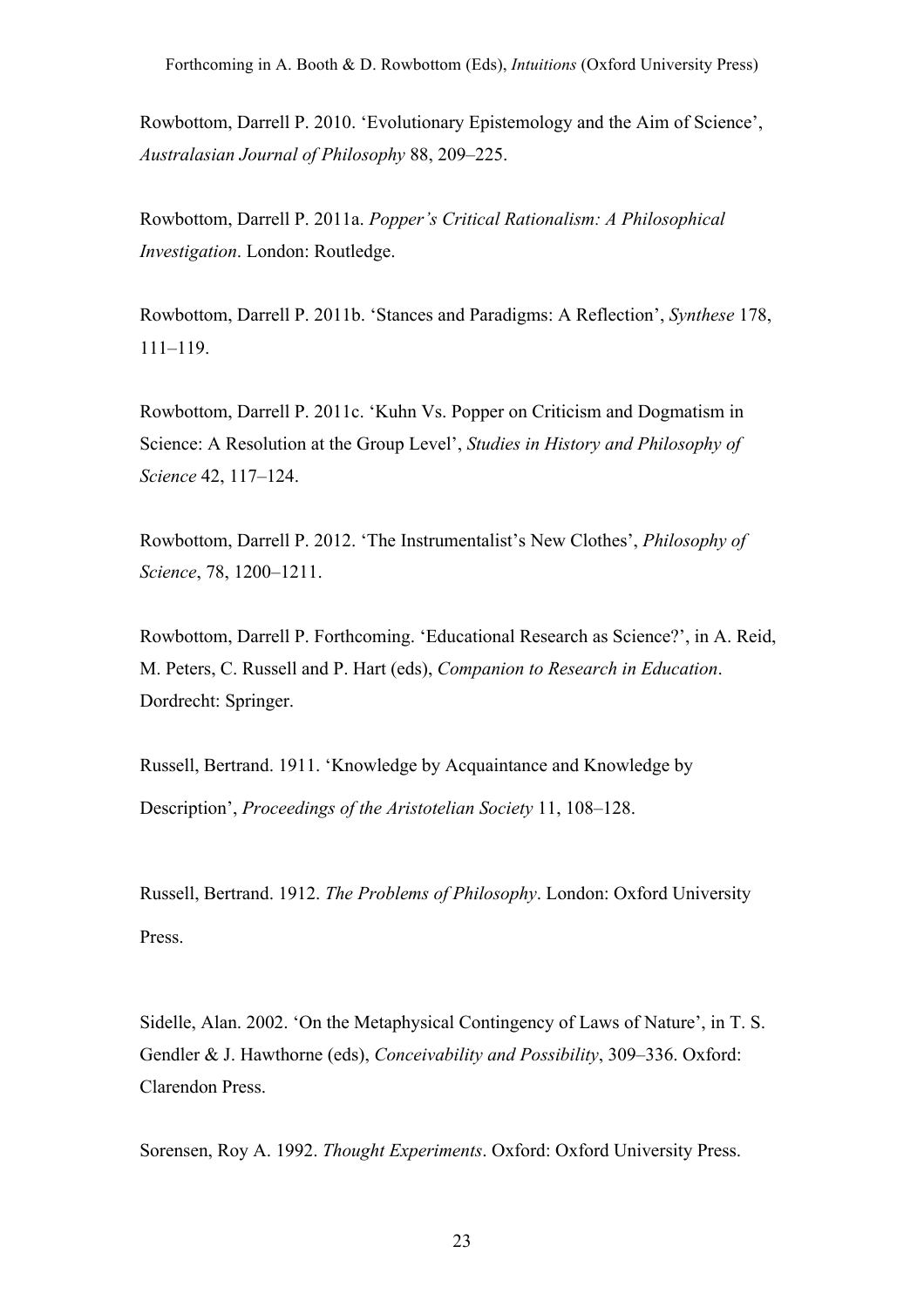Rowbottom, Darrell P. 2010. 'Evolutionary Epistemology and the Aim of Science', *Australasian Journal of Philosophy* 88, 209–225.

Rowbottom, Darrell P. 2011a. *Popper's Critical Rationalism: A Philosophical Investigation*. London: Routledge.

Rowbottom, Darrell P. 2011b. 'Stances and Paradigms: A Reflection', *Synthese* 178, 111–119.

Rowbottom, Darrell P. 2011c. 'Kuhn Vs. Popper on Criticism and Dogmatism in Science: A Resolution at the Group Level', *Studies in History and Philosophy of Science* 42, 117–124.

Rowbottom, Darrell P. 2012. 'The Instrumentalist's New Clothes', *Philosophy of Science*, 78, 1200–1211.

Rowbottom, Darrell P. Forthcoming. 'Educational Research as Science?', in A. Reid, M. Peters, C. Russell and P. Hart (eds), *Companion to Research in Education*. Dordrecht: Springer.

Russell, Bertrand. 1911. 'Knowledge by Acquaintance and Knowledge by Description', *Proceedings of the Aristotelian Society* 11, 108–128.

Russell, Bertrand. 1912. *The Problems of Philosophy*. London: Oxford University Press.

Sidelle, Alan. 2002. 'On the Metaphysical Contingency of Laws of Nature', in T. S. Gendler & J. Hawthorne (eds), *Conceivability and Possibility*, 309–336. Oxford: Clarendon Press.

Sorensen, Roy A. 1992. *Thought Experiments*. Oxford: Oxford University Press.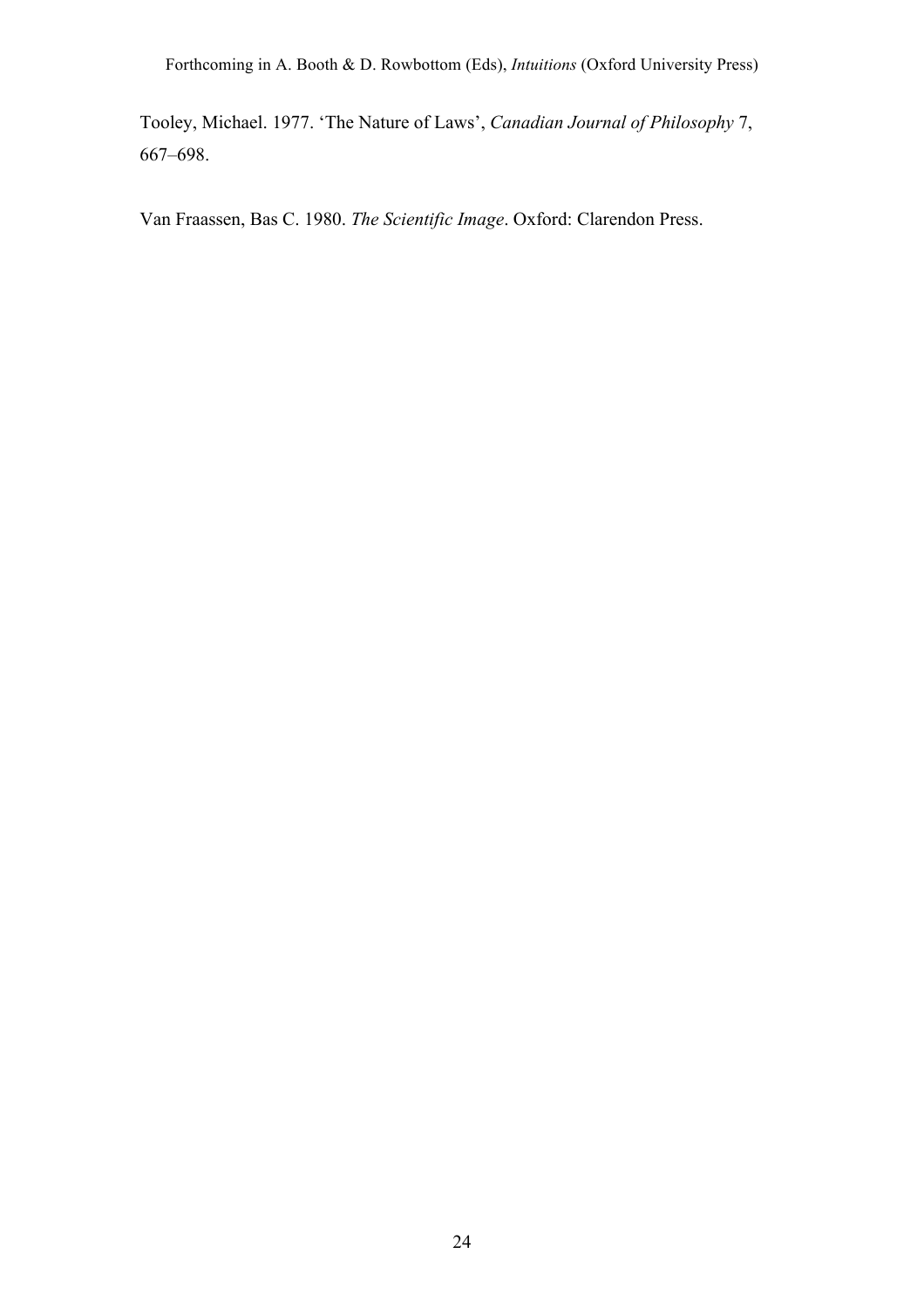Tooley, Michael. 1977. 'The Nature of Laws', *Canadian Journal of Philosophy* 7, 667–698.

Van Fraassen, Bas C. 1980. *The Scientific Image*. Oxford: Clarendon Press.